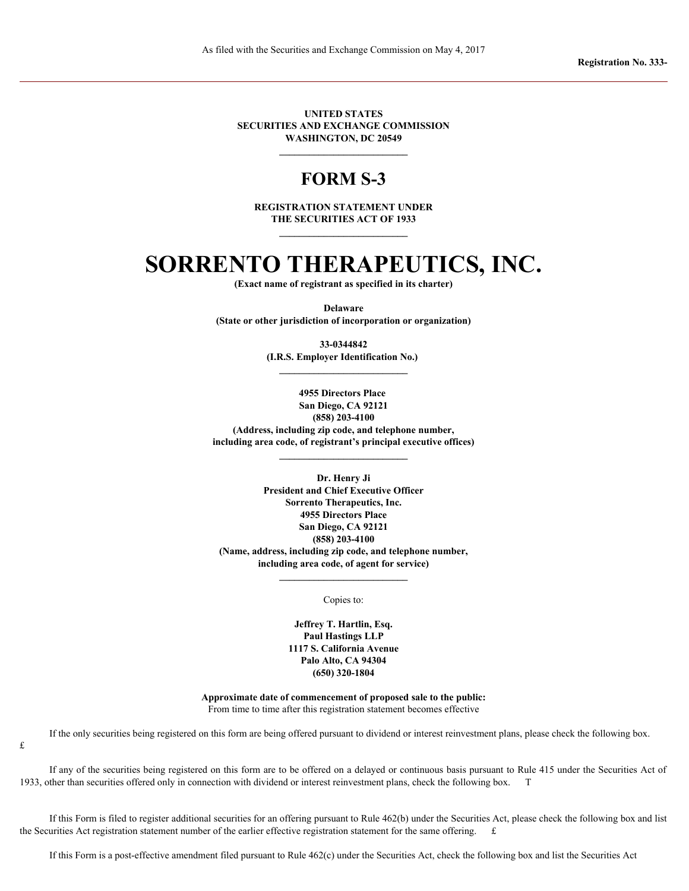As filed with the Securities and Exchange Commission on May 4, 2017

**Registration No. 333-**

---

**UNITED STATES**
**SECURITIES AND EXCHANGE COMMISSION**
**WASHINGTON, DC 20549**

# FORM S-3

**REGISTRATION STATEMENT UNDER**
**THE SECURITIES ACT OF 1933**

# SORRENTO THERAPEUTICS, INC.

**(Exact name of registrant as specified in its charter)**

**Delaware**
**(State or other jurisdiction of incorporation or organization)**

**33-0344842**
**(I.R.S. Employer Identification No.)**

**4955 Directors Place**
**San Diego, CA 92121**
**(858) 203-4100**
**(Address, including zip code, and telephone number, including area code, of registrant's principal executive offices)**

**Dr. Henry Ji**
**President and Chief Executive Officer**
**Sorrento Therapeutics, Inc.**
**4955 Directors Place**
**San Diego, CA 92121**
**(858) 203-4100**
**(Name, address, including zip code, and telephone number, including area code, of agent for service)**

Copies to:

**Jeffrey T. Hartlin, Esq.**
**Paul Hastings LLP**
**1117 S. California Avenue**
**Palo Alto, CA 94304**
**(650) 320-1804**

**Approximate date of commencement of proposed sale to the public:**
From time to time after this registration statement becomes effective

If the only securities being registered on this form are being offered pursuant to dividend or interest reinvestment plans, please check the following box. £

If any of the securities being registered on this form are to be offered on a delayed or continuous basis pursuant to Rule 415 under the Securities Act of 1933, other than securities offered only in connection with dividend or interest reinvestment plans, check the following box. T

If this Form is filed to register additional securities for an offering pursuant to Rule 462(b) under the Securities Act, please check the following box and list the Securities Act registration statement number of the earlier effective registration statement for the same offering. £

If this Form is a post-effective amendment filed pursuant to Rule 462(c) under the Securities Act, check the following box and list the Securities Act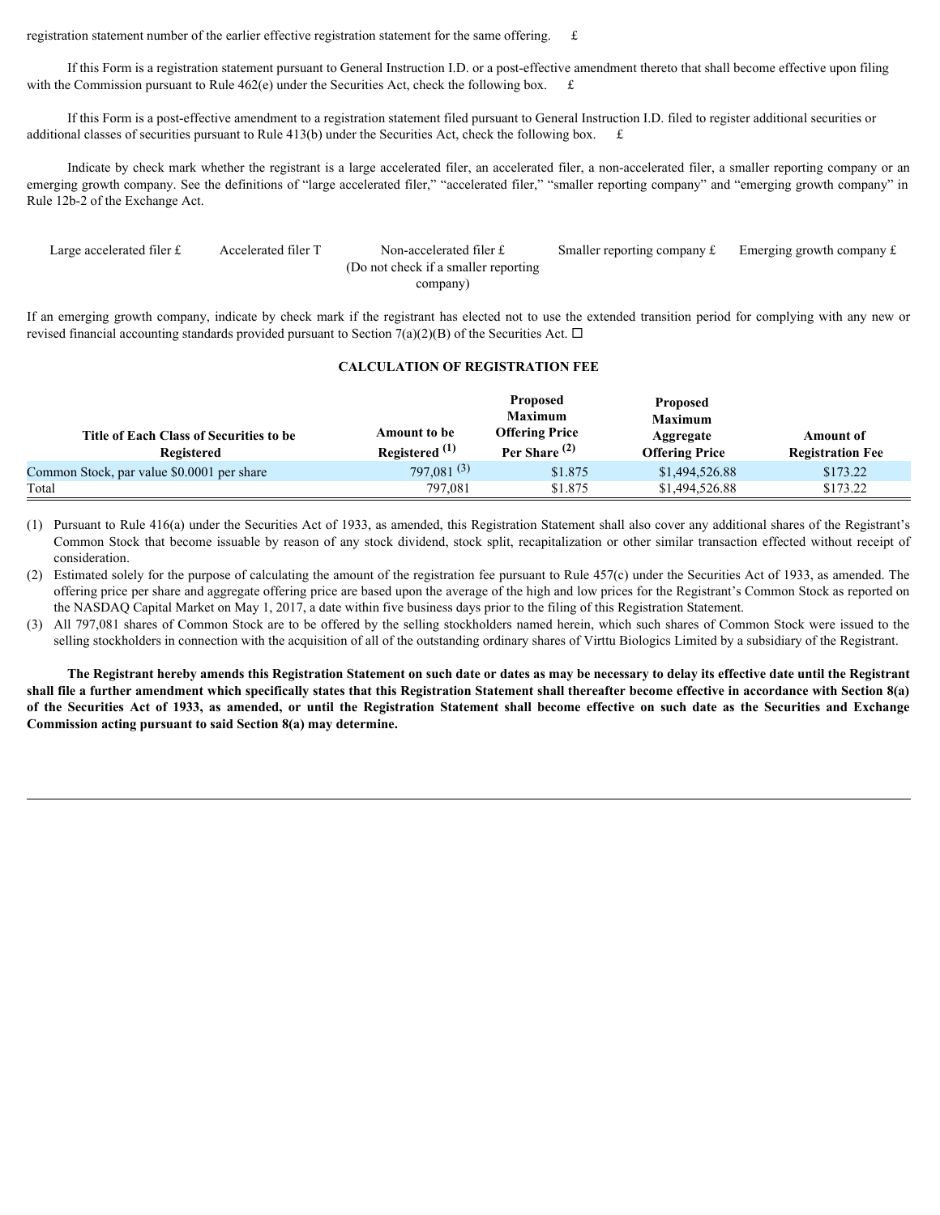registration statement number of the earlier effective registration statement for the same offering. £

If this Form is a registration statement pursuant to General Instruction I.D. or a post-effective amendment thereto that shall become effective upon filing with the Commission pursuant to Rule 462(e) under the Securities Act, check the following box. £

If this Form is a post-effective amendment to a registration statement filed pursuant to General Instruction I.D. filed to register additional securities or additional classes of securities pursuant to Rule 413(b) under the Securities Act, check the following box. £

Indicate by check mark whether the registrant is a large accelerated filer, an accelerated filer, a non-accelerated filer, a smaller reporting company or an emerging growth company. See the definitions of "large accelerated filer," "accelerated filer," "smaller reporting company" and "emerging growth company" in Rule 12b-2 of the Exchange Act.

| Large accelerated filer £ | Accelerated filer T | Non-accelerated filer £ (Do not check if a smaller reporting company) | Smaller reporting company £ | Emerging growth company £ |
|---|---|---|---|---|

If an emerging growth company, indicate by check mark if the registrant has elected not to use the extended transition period for complying with any new or revised financial accounting standards provided pursuant to Section 7(a)(2)(B) of the Securities Act. ☐

**CALCULATION OF REGISTRATION FEE**

| Title of Each Class of Securities to be Registered | Amount to be Registered (1) | Proposed Maximum Offering Price Per Share (2) | Proposed Maximum Aggregate Offering Price | Amount of Registration Fee |
|---|---|---|---|---|
| Common Stock, par value $0.0001 per share | 797,081 (3) | $1.875 | $1,494,526.88 | $173.22 |
| Total | 797,081 | $1.875 | $1,494,526.88 | $173.22 |

(1) Pursuant to Rule 416(a) under the Securities Act of 1933, as amended, this Registration Statement shall also cover any additional shares of the Registrant's Common Stock that become issuable by reason of any stock dividend, stock split, recapitalization or other similar transaction effected without receipt of consideration.

(2) Estimated solely for the purpose of calculating the amount of the registration fee pursuant to Rule 457(c) under the Securities Act of 1933, as amended. The offering price per share and aggregate offering price are based upon the average of the high and low prices for the Registrant's Common Stock as reported on the NASDAQ Capital Market on May 1, 2017, a date within five business days prior to the filing of this Registration Statement.

(3) All 797,081 shares of Common Stock are to be offered by the selling stockholders named herein, which such shares of Common Stock were issued to the selling stockholders in connection with the acquisition of all of the outstanding ordinary shares of Virttu Biologics Limited by a subsidiary of the Registrant.

**The Registrant hereby amends this Registration Statement on such date or dates as may be necessary to delay its effective date until the Registrant shall file a further amendment which specifically states that this Registration Statement shall thereafter become effective in accordance with Section 8(a) of the Securities Act of 1933, as amended, or until the Registration Statement shall become effective on such date as the Securities and Exchange Commission acting pursuant to said Section 8(a) may determine.**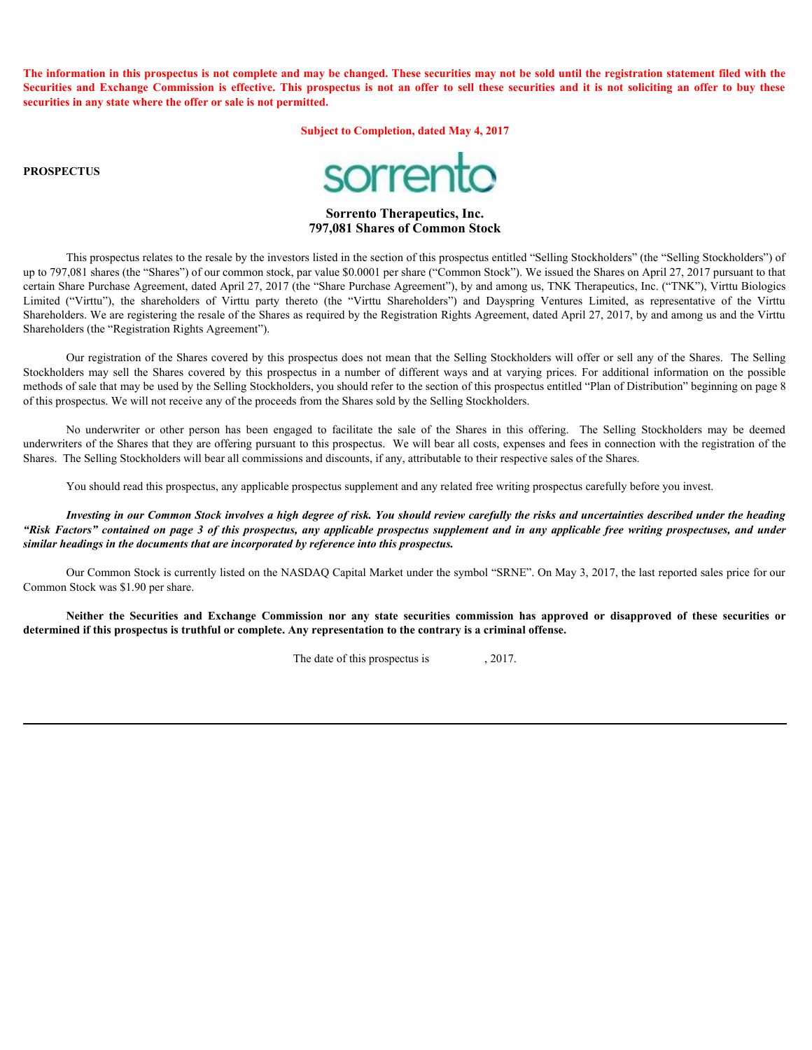**The information in this prospectus is not complete and may be changed. These securities may not be sold until the registration statement filed with the Securities and Exchange Commission is effective. This prospectus is not an offer to sell these securities and it is not soliciting an offer to buy these securities in any state where the offer or sale is not permitted.**

**Subject to Completion, dated May 4, 2017**

**PROSPECTUS**

sorrento

# Sorrento Therapeutics, Inc.

## 797,081 Shares of Common Stock

This prospectus relates to the resale by the investors listed in the section of this prospectus entitled "Selling Stockholders" (the "Selling Stockholders") of up to 797,081 shares (the "Shares") of our common stock, par value $0.0001 per share ("Common Stock"). We issued the Shares on April 27, 2017 pursuant to that certain Share Purchase Agreement, dated April 27, 2017 (the "Share Purchase Agreement"), by and among us, TNK Therapeutics, Inc. ("TNK"), Virttu Biologics Limited ("Virttu"), the shareholders of Virttu party thereto (the "Virttu Shareholders") and Dayspring Ventures Limited, as representative of the Virttu Shareholders. We are registering the resale of the Shares as required by the Registration Rights Agreement, dated April 27, 2017, by and among us and the Virttu Shareholders (the "Registration Rights Agreement").

Our registration of the Shares covered by this prospectus does not mean that the Selling Stockholders will offer or sell any of the Shares. The Selling Stockholders may sell the Shares covered by this prospectus in a number of different ways and at varying prices. For additional information on the possible methods of sale that may be used by the Selling Stockholders, you should refer to the section of this prospectus entitled "Plan of Distribution" beginning on page 8 of this prospectus. We will not receive any of the proceeds from the Shares sold by the Selling Stockholders.

No underwriter or other person has been engaged to facilitate the sale of the Shares in this offering. The Selling Stockholders may be deemed underwriters of the Shares that they are offering pursuant to this prospectus. We will bear all costs, expenses and fees in connection with the registration of the Shares. The Selling Stockholders will bear all commissions and discounts, if any, attributable to their respective sales of the Shares.

You should read this prospectus, any applicable prospectus supplement and any related free writing prospectus carefully before you invest.

***Investing in our Common Stock involves a high degree of risk. You should review carefully the risks and uncertainties described under the heading "Risk Factors" contained on page 3 of this prospectus, any applicable prospectus supplement and in any applicable free writing prospectuses, and under similar headings in the documents that are incorporated by reference into this prospectus.***

Our Common Stock is currently listed on the NASDAQ Capital Market under the symbol "SRNE". On May 3, 2017, the last reported sales price for our Common Stock was $1.90 per share.

**Neither the Securities and Exchange Commission nor any state securities commission has approved or disapproved of these securities or determined if this prospectus is truthful or complete. Any representation to the contrary is a criminal offense.**

The date of this prospectus is , 2017.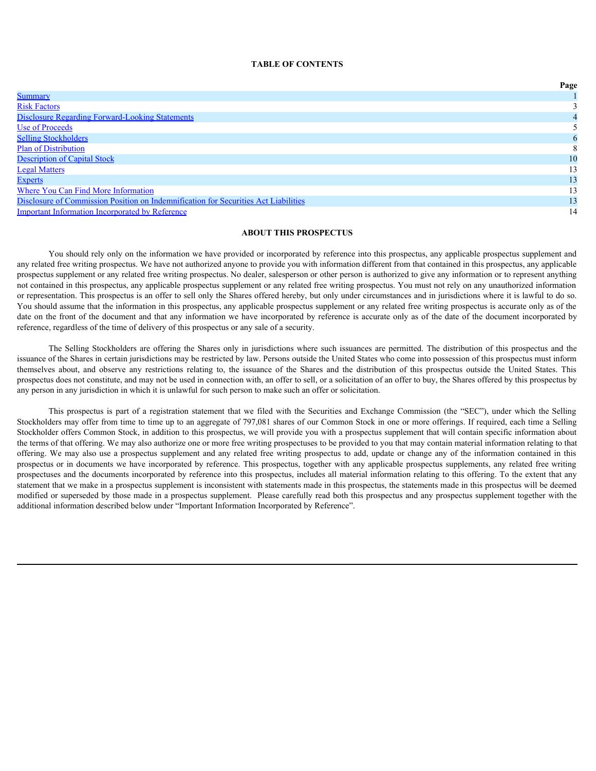**TABLE OF CONTENTS**

| | Page |
|---|---|
| Summary | 1 |
| Risk Factors | 3 |
| Disclosure Regarding Forward-Looking Statements | 4 |
| Use of Proceeds | 5 |
| Selling Stockholders | 6 |
| Plan of Distribution | 8 |
| Description of Capital Stock | 10 |
| Legal Matters | 13 |
| Experts | 13 |
| Where You Can Find More Information | 13 |
| Disclosure of Commission Position on Indemnification for Securities Act Liabilities | 13 |
| Important Information Incorporated by Reference | 14 |

## ABOUT THIS PROSPECTUS

You should rely only on the information we have provided or incorporated by reference into this prospectus, any applicable prospectus supplement and any related free writing prospectus. We have not authorized anyone to provide you with information different from that contained in this prospectus, any applicable prospectus supplement or any related free writing prospectus. No dealer, salesperson or other person is authorized to give any information or to represent anything not contained in this prospectus, any applicable prospectus supplement or any related free writing prospectus. You must not rely on any unauthorized information or representation. This prospectus is an offer to sell only the Shares offered hereby, but only under circumstances and in jurisdictions where it is lawful to do so. You should assume that the information in this prospectus, any applicable prospectus supplement or any related free writing prospectus is accurate only as of the date on the front of the document and that any information we have incorporated by reference is accurate only as of the date of the document incorporated by reference, regardless of the time of delivery of this prospectus or any sale of a security.

The Selling Stockholders are offering the Shares only in jurisdictions where such issuances are permitted. The distribution of this prospectus and the issuance of the Shares in certain jurisdictions may be restricted by law. Persons outside the United States who come into possession of this prospectus must inform themselves about, and observe any restrictions relating to, the issuance of the Shares and the distribution of this prospectus outside the United States. This prospectus does not constitute, and may not be used in connection with, an offer to sell, or a solicitation of an offer to buy, the Shares offered by this prospectus by any person in any jurisdiction in which it is unlawful for such person to make such an offer or solicitation.

This prospectus is part of a registration statement that we filed with the Securities and Exchange Commission (the "SEC"), under which the Selling Stockholders may offer from time to time up to an aggregate of 797,081 shares of our Common Stock in one or more offerings. If required, each time a Selling Stockholder offers Common Stock, in addition to this prospectus, we will provide you with a prospectus supplement that will contain specific information about the terms of that offering. We may also authorize one or more free writing prospectuses to be provided to you that may contain material information relating to that offering. We may also use a prospectus supplement and any related free writing prospectus to add, update or change any of the information contained in this prospectus or in documents we have incorporated by reference. This prospectus, together with any applicable prospectus supplements, any related free writing prospectuses and the documents incorporated by reference into this prospectus, includes all material information relating to this offering. To the extent that any statement that we make in a prospectus supplement is inconsistent with statements made in this prospectus, the statements made in this prospectus will be deemed modified or superseded by those made in a prospectus supplement. Please carefully read both this prospectus and any prospectus supplement together with the additional information described below under "Important Information Incorporated by Reference".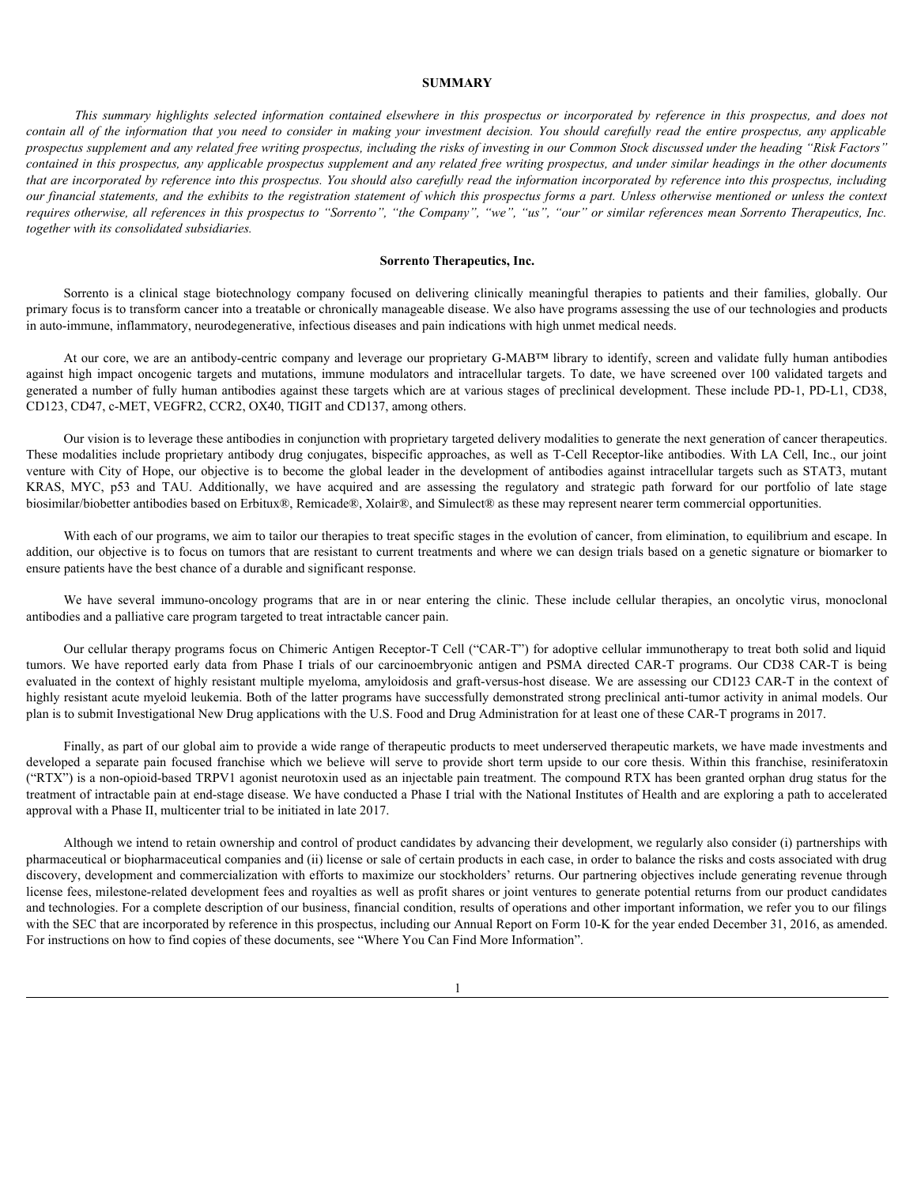# SUMMARY

*This summary highlights selected information contained elsewhere in this prospectus or incorporated by reference in this prospectus, and does not contain all of the information that you need to consider in making your investment decision. You should carefully read the entire prospectus, any applicable prospectus supplement and any related free writing prospectus, including the risks of investing in our Common Stock discussed under the heading "Risk Factors" contained in this prospectus, any applicable prospectus supplement and any related free writing prospectus, and under similar headings in the other documents that are incorporated by reference into this prospectus. You should also carefully read the information incorporated by reference into this prospectus, including our financial statements, and the exhibits to the registration statement of which this prospectus forms a part. Unless otherwise mentioned or unless the context requires otherwise, all references in this prospectus to "Sorrento", "the Company", "we", "us", "our" or similar references mean Sorrento Therapeutics, Inc. together with its consolidated subsidiaries.*

## Sorrento Therapeutics, Inc.

Sorrento is a clinical stage biotechnology company focused on delivering clinically meaningful therapies to patients and their families, globally. Our primary focus is to transform cancer into a treatable or chronically manageable disease. We also have programs assessing the use of our technologies and products in auto-immune, inflammatory, neurodegenerative, infectious diseases and pain indications with high unmet medical needs.

At our core, we are an antibody-centric company and leverage our proprietary G-MAB™ library to identify, screen and validate fully human antibodies against high impact oncogenic targets and mutations, immune modulators and intracellular targets. To date, we have screened over 100 validated targets and generated a number of fully human antibodies against these targets which are at various stages of preclinical development. These include PD-1, PD-L1, CD38, CD123, CD47, c-MET, VEGFR2, CCR2, OX40, TIGIT and CD137, among others.

Our vision is to leverage these antibodies in conjunction with proprietary targeted delivery modalities to generate the next generation of cancer therapeutics. These modalities include proprietary antibody drug conjugates, bispecific approaches, as well as T-Cell Receptor-like antibodies. With LA Cell, Inc., our joint venture with City of Hope, our objective is to become the global leader in the development of antibodies against intracellular targets such as STAT3, mutant KRAS, MYC, p53 and TAU. Additionally, we have acquired and are assessing the regulatory and strategic path forward for our portfolio of late stage biosimilar/biobetter antibodies based on Erbitux®, Remicade®, Xolair®, and Simulect® as these may represent nearer term commercial opportunities.

With each of our programs, we aim to tailor our therapies to treat specific stages in the evolution of cancer, from elimination, to equilibrium and escape. In addition, our objective is to focus on tumors that are resistant to current treatments and where we can design trials based on a genetic signature or biomarker to ensure patients have the best chance of a durable and significant response.

We have several immuno-oncology programs that are in or near entering the clinic. These include cellular therapies, an oncolytic virus, monoclonal antibodies and a palliative care program targeted to treat intractable cancer pain.

Our cellular therapy programs focus on Chimeric Antigen Receptor-T Cell ("CAR-T") for adoptive cellular immunotherapy to treat both solid and liquid tumors. We have reported early data from Phase I trials of our carcinoembryonic antigen and PSMA directed CAR-T programs. Our CD38 CAR-T is being evaluated in the context of highly resistant multiple myeloma, amyloidosis and graft-versus-host disease. We are assessing our CD123 CAR-T in the context of highly resistant acute myeloid leukemia. Both of the latter programs have successfully demonstrated strong preclinical anti-tumor activity in animal models. Our plan is to submit Investigational New Drug applications with the U.S. Food and Drug Administration for at least one of these CAR-T programs in 2017.

Finally, as part of our global aim to provide a wide range of therapeutic products to meet underserved therapeutic markets, we have made investments and developed a separate pain focused franchise which we believe will serve to provide short term upside to our core thesis. Within this franchise, resiniferatoxin ("RTX") is a non-opioid-based TRPV1 agonist neurotoxin used as an injectable pain treatment. The compound RTX has been granted orphan drug status for the treatment of intractable pain at end-stage disease. We have conducted a Phase I trial with the National Institutes of Health and are exploring a path to accelerated approval with a Phase II, multicenter trial to be initiated in late 2017.

Although we intend to retain ownership and control of product candidates by advancing their development, we regularly also consider (i) partnerships with pharmaceutical or biopharmaceutical companies and (ii) license or sale of certain products in each case, in order to balance the risks and costs associated with drug discovery, development and commercialization with efforts to maximize our stockholders' returns. Our partnering objectives include generating revenue through license fees, milestone-related development fees and royalties as well as profit shares or joint ventures to generate potential returns from our product candidates and technologies. For a complete description of our business, financial condition, results of operations and other important information, we refer you to our filings with the SEC that are incorporated by reference in this prospectus, including our Annual Report on Form 10-K for the year ended December 31, 2016, as amended. For instructions on how to find copies of these documents, see "Where You Can Find More Information".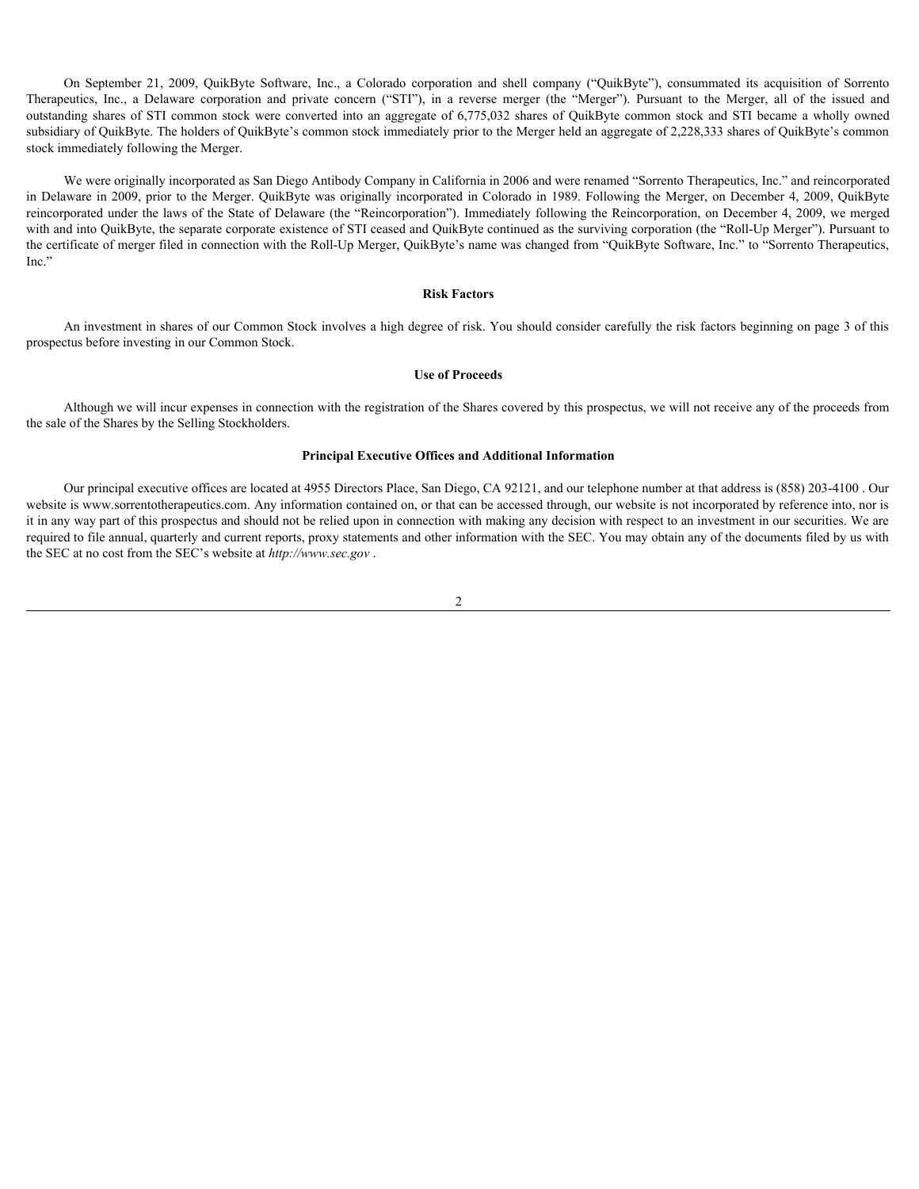On September 21, 2009, QuikByte Software, Inc., a Colorado corporation and shell company ("QuikByte"), consummated its acquisition of Sorrento Therapeutics, Inc., a Delaware corporation and private concern ("STI"), in a reverse merger (the "Merger"). Pursuant to the Merger, all of the issued and outstanding shares of STI common stock were converted into an aggregate of 6,775,032 shares of QuikByte common stock and STI became a wholly owned subsidiary of QuikByte. The holders of QuikByte's common stock immediately prior to the Merger held an aggregate of 2,228,333 shares of QuikByte's common stock immediately following the Merger.

We were originally incorporated as San Diego Antibody Company in California in 2006 and were renamed "Sorrento Therapeutics, Inc." and reincorporated in Delaware in 2009, prior to the Merger. QuikByte was originally incorporated in Colorado in 1989. Following the Merger, on December 4, 2009, QuikByte reincorporated under the laws of the State of Delaware (the "Reincorporation"). Immediately following the Reincorporation, on December 4, 2009, we merged with and into QuikByte, the separate corporate existence of STI ceased and QuikByte continued as the surviving corporation (the "Roll-Up Merger"). Pursuant to the certificate of merger filed in connection with the Roll-Up Merger, QuikByte's name was changed from "QuikByte Software, Inc." to "Sorrento Therapeutics, Inc."

**Risk Factors**

An investment in shares of our Common Stock involves a high degree of risk. You should consider carefully the risk factors beginning on page 3 of this prospectus before investing in our Common Stock.

**Use of Proceeds**

Although we will incur expenses in connection with the registration of the Shares covered by this prospectus, we will not receive any of the proceeds from the sale of the Shares by the Selling Stockholders.

**Principal Executive Offices and Additional Information**

Our principal executive offices are located at 4955 Directors Place, San Diego, CA 92121, and our telephone number at that address is (858) 203-4100 . Our website is www.sorrentotherapeutics.com. Any information contained on, or that can be accessed through, our website is not incorporated by reference into, nor is it in any way part of this prospectus and should not be relied upon in connection with making any decision with respect to an investment in our securities. We are required to file annual, quarterly and current reports, proxy statements and other information with the SEC. You may obtain any of the documents filed by us with the SEC at no cost from the SEC's website at *http://www.sec.gov* .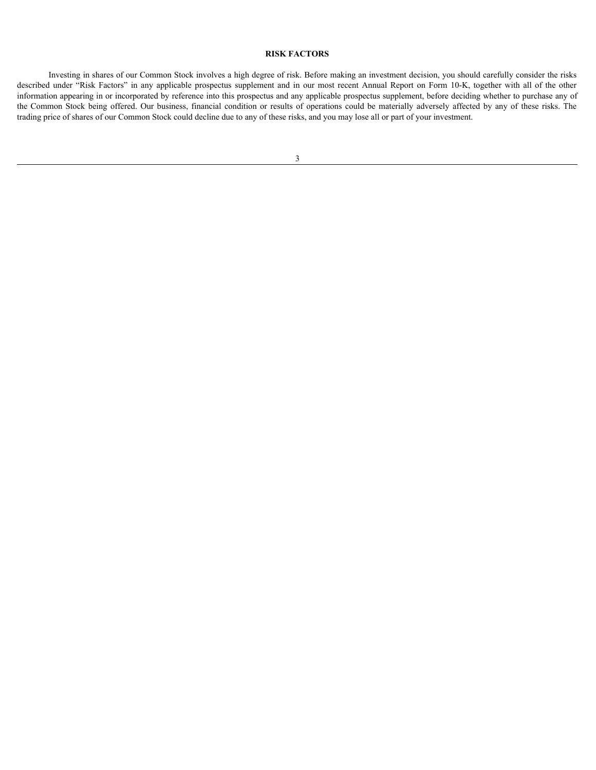# RISK FACTORS

Investing in shares of our Common Stock involves a high degree of risk. Before making an investment decision, you should carefully consider the risks described under "Risk Factors" in any applicable prospectus supplement and in our most recent Annual Report on Form 10-K, together with all of the other information appearing in or incorporated by reference into this prospectus and any applicable prospectus supplement, before deciding whether to purchase any of the Common Stock being offered. Our business, financial condition or results of operations could be materially adversely affected by any of these risks. The trading price of shares of our Common Stock could decline due to any of these risks, and you may lose all or part of your investment.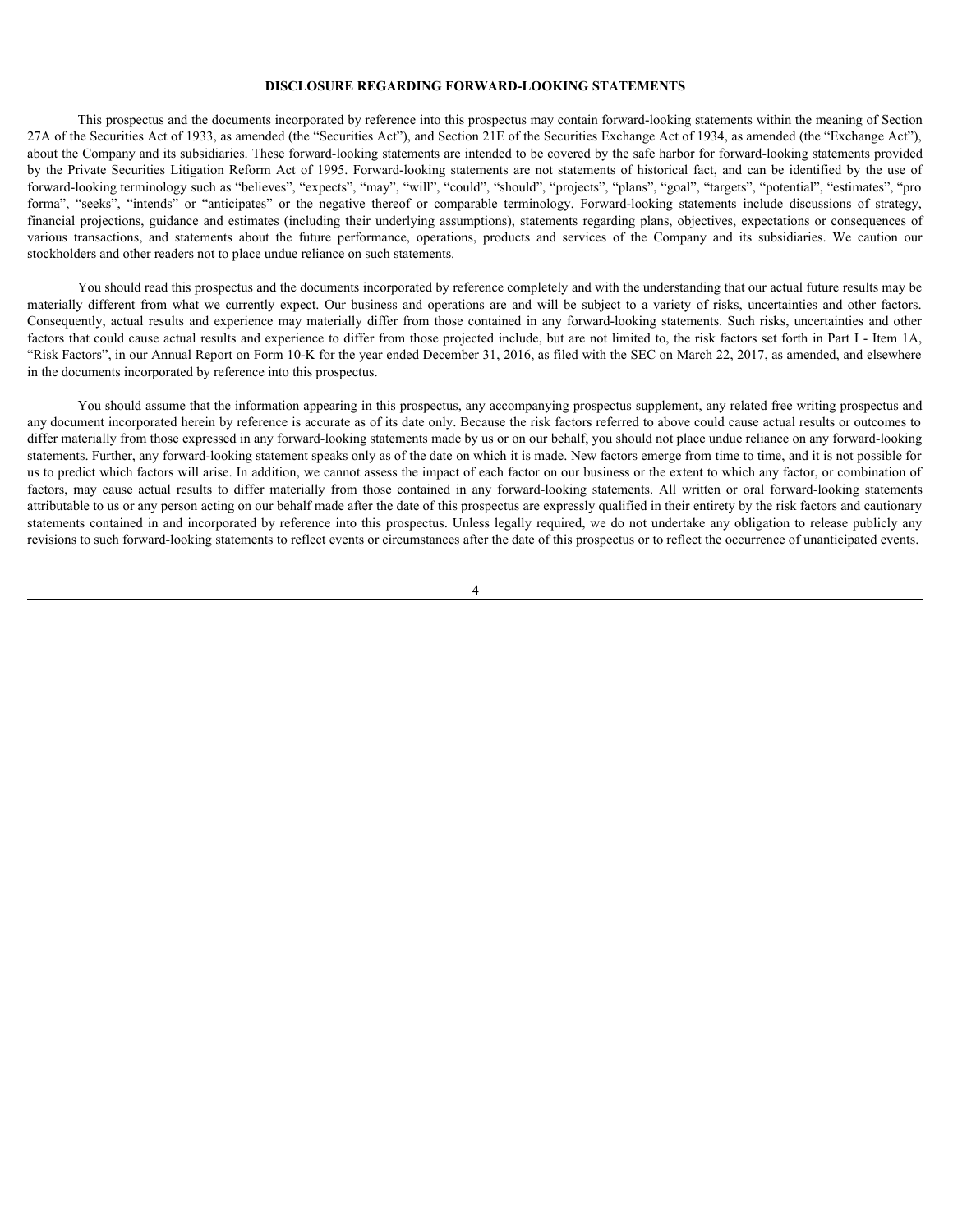# DISCLOSURE REGARDING FORWARD-LOOKING STATEMENTS

This prospectus and the documents incorporated by reference into this prospectus may contain forward-looking statements within the meaning of Section 27A of the Securities Act of 1933, as amended (the "Securities Act"), and Section 21E of the Securities Exchange Act of 1934, as amended (the "Exchange Act"), about the Company and its subsidiaries. These forward-looking statements are intended to be covered by the safe harbor for forward-looking statements provided by the Private Securities Litigation Reform Act of 1995. Forward-looking statements are not statements of historical fact, and can be identified by the use of forward-looking terminology such as "believes", "expects", "may", "will", "could", "should", "projects", "plans", "goal", "targets", "potential", "estimates", "pro forma", "seeks", "intends" or "anticipates" or the negative thereof or comparable terminology. Forward-looking statements include discussions of strategy, financial projections, guidance and estimates (including their underlying assumptions), statements regarding plans, objectives, expectations or consequences of various transactions, and statements about the future performance, operations, products and services of the Company and its subsidiaries. We caution our stockholders and other readers not to place undue reliance on such statements.

You should read this prospectus and the documents incorporated by reference completely and with the understanding that our actual future results may be materially different from what we currently expect. Our business and operations are and will be subject to a variety of risks, uncertainties and other factors. Consequently, actual results and experience may materially differ from those contained in any forward-looking statements. Such risks, uncertainties and other factors that could cause actual results and experience to differ from those projected include, but are not limited to, the risk factors set forth in Part I - Item 1A, "Risk Factors", in our Annual Report on Form 10-K for the year ended December 31, 2016, as filed with the SEC on March 22, 2017, as amended, and elsewhere in the documents incorporated by reference into this prospectus.

You should assume that the information appearing in this prospectus, any accompanying prospectus supplement, any related free writing prospectus and any document incorporated herein by reference is accurate as of its date only. Because the risk factors referred to above could cause actual results or outcomes to differ materially from those expressed in any forward-looking statements made by us or on our behalf, you should not place undue reliance on any forward-looking statements. Further, any forward-looking statement speaks only as of the date on which it is made. New factors emerge from time to time, and it is not possible for us to predict which factors will arise. In addition, we cannot assess the impact of each factor on our business or the extent to which any factor, or combination of factors, may cause actual results to differ materially from those contained in any forward-looking statements. All written or oral forward-looking statements attributable to us or any person acting on our behalf made after the date of this prospectus are expressly qualified in their entirety by the risk factors and cautionary statements contained in and incorporated by reference into this prospectus. Unless legally required, we do not undertake any obligation to release publicly any revisions to such forward-looking statements to reflect events or circumstances after the date of this prospectus or to reflect the occurrence of unanticipated events.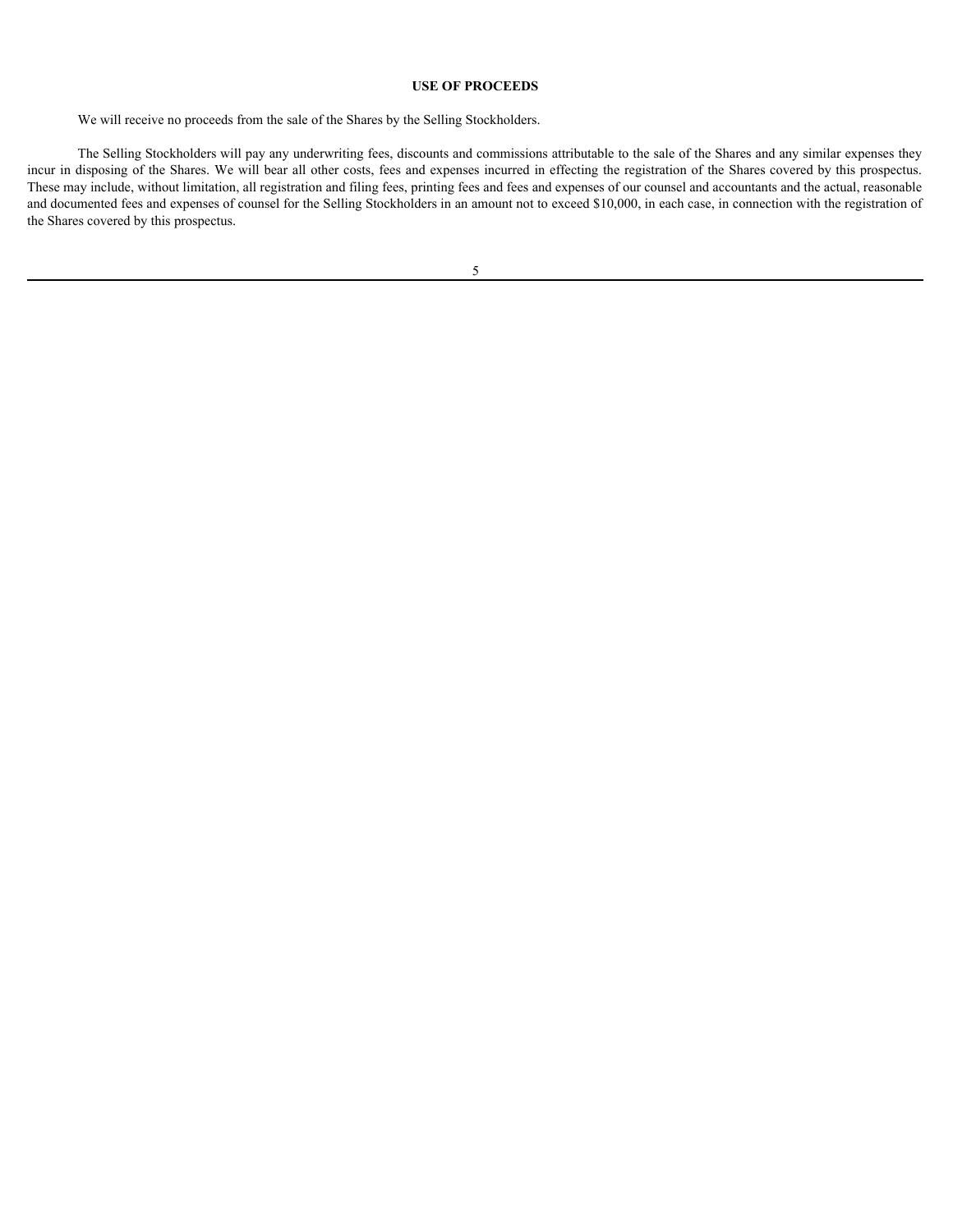## USE OF PROCEEDS

We will receive no proceeds from the sale of the Shares by the Selling Stockholders.

The Selling Stockholders will pay any underwriting fees, discounts and commissions attributable to the sale of the Shares and any similar expenses they incur in disposing of the Shares. We will bear all other costs, fees and expenses incurred in effecting the registration of the Shares covered by this prospectus. These may include, without limitation, all registration and filing fees, printing fees and fees and expenses of our counsel and accountants and the actual, reasonable and documented fees and expenses of counsel for the Selling Stockholders in an amount not to exceed $10,000, in each case, in connection with the registration of the Shares covered by this prospectus.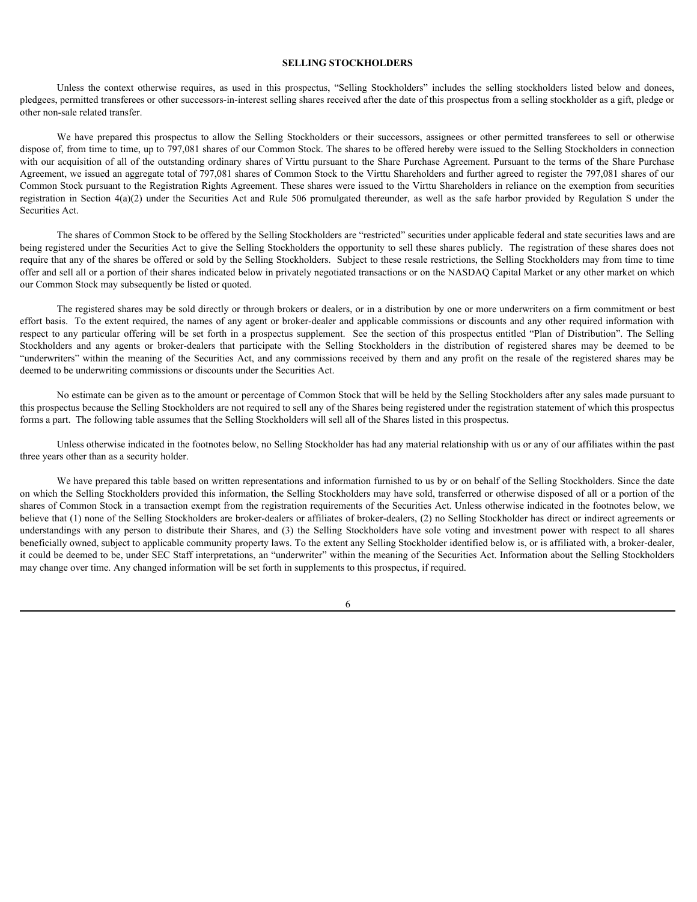# SELLING STOCKHOLDERS

Unless the context otherwise requires, as used in this prospectus, "Selling Stockholders" includes the selling stockholders listed below and donees, pledgees, permitted transferees or other successors-in-interest selling shares received after the date of this prospectus from a selling stockholder as a gift, pledge or other non-sale related transfer.

We have prepared this prospectus to allow the Selling Stockholders or their successors, assignees or other permitted transferees to sell or otherwise dispose of, from time to time, up to 797,081 shares of our Common Stock. The shares to be offered hereby were issued to the Selling Stockholders in connection with our acquisition of all of the outstanding ordinary shares of Virttu pursuant to the Share Purchase Agreement. Pursuant to the terms of the Share Purchase Agreement, we issued an aggregate total of 797,081 shares of Common Stock to the Virttu Shareholders and further agreed to register the 797,081 shares of our Common Stock pursuant to the Registration Rights Agreement. These shares were issued to the Virttu Shareholders in reliance on the exemption from securities registration in Section 4(a)(2) under the Securities Act and Rule 506 promulgated thereunder, as well as the safe harbor provided by Regulation S under the Securities Act.

The shares of Common Stock to be offered by the Selling Stockholders are "restricted" securities under applicable federal and state securities laws and are being registered under the Securities Act to give the Selling Stockholders the opportunity to sell these shares publicly. The registration of these shares does not require that any of the shares be offered or sold by the Selling Stockholders. Subject to these resale restrictions, the Selling Stockholders may from time to time offer and sell all or a portion of their shares indicated below in privately negotiated transactions or on the NASDAQ Capital Market or any other market on which our Common Stock may subsequently be listed or quoted.

The registered shares may be sold directly or through brokers or dealers, or in a distribution by one or more underwriters on a firm commitment or best effort basis. To the extent required, the names of any agent or broker-dealer and applicable commissions or discounts and any other required information with respect to any particular offering will be set forth in a prospectus supplement. See the section of this prospectus entitled "Plan of Distribution". The Selling Stockholders and any agents or broker-dealers that participate with the Selling Stockholders in the distribution of registered shares may be deemed to be "underwriters" within the meaning of the Securities Act, and any commissions received by them and any profit on the resale of the registered shares may be deemed to be underwriting commissions or discounts under the Securities Act.

No estimate can be given as to the amount or percentage of Common Stock that will be held by the Selling Stockholders after any sales made pursuant to this prospectus because the Selling Stockholders are not required to sell any of the Shares being registered under the registration statement of which this prospectus forms a part. The following table assumes that the Selling Stockholders will sell all of the Shares listed in this prospectus.

Unless otherwise indicated in the footnotes below, no Selling Stockholder has had any material relationship with us or any of our affiliates within the past three years other than as a security holder.

We have prepared this table based on written representations and information furnished to us by or on behalf of the Selling Stockholders. Since the date on which the Selling Stockholders provided this information, the Selling Stockholders may have sold, transferred or otherwise disposed of all or a portion of the shares of Common Stock in a transaction exempt from the registration requirements of the Securities Act. Unless otherwise indicated in the footnotes below, we believe that (1) none of the Selling Stockholders are broker-dealers or affiliates of broker-dealers, (2) no Selling Stockholder has direct or indirect agreements or understandings with any person to distribute their Shares, and (3) the Selling Stockholders have sole voting and investment power with respect to all shares beneficially owned, subject to applicable community property laws. To the extent any Selling Stockholder identified below is, or is affiliated with, a broker-dealer, it could be deemed to be, under SEC Staff interpretations, an "underwriter" within the meaning of the Securities Act. Information about the Selling Stockholders may change over time. Any changed information will be set forth in supplements to this prospectus, if required.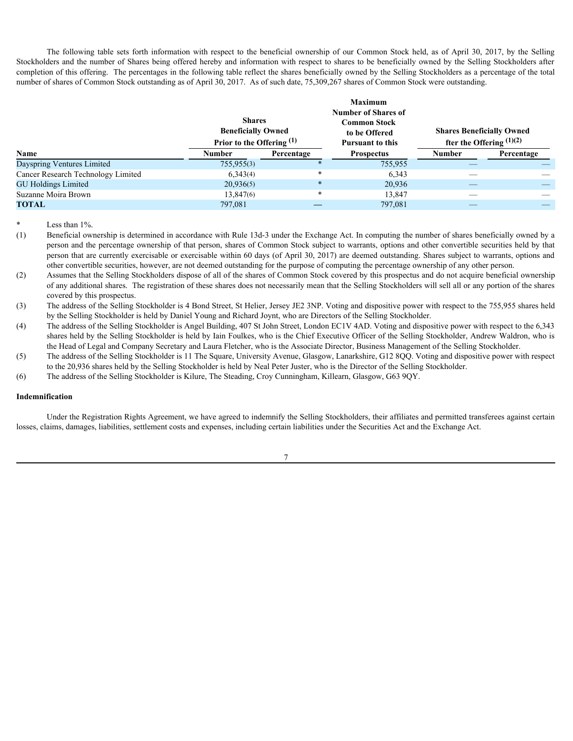The following table sets forth information with respect to the beneficial ownership of our Common Stock held, as of April 30, 2017, by the Selling Stockholders and the number of Shares being offered hereby and information with respect to shares to be beneficially owned by the Selling Stockholders after completion of this offering. The percentages in the following table reflect the shares beneficially owned by the Selling Stockholders as a percentage of the total number of shares of Common Stock outstanding as of April 30, 2017. As of such date, 75,309,267 shares of Common Stock were outstanding.

| Name | Shares Beneficially Owned Prior to the Offering (1) | | Maximum Number of Shares of Common Stock to be Offered Pursuant to this Prospectus | Shares Beneficially Owned fter the Offering (1)(2) | |
|---|---|---|---|---|---|
| | Number | Percentage | | Number | Percentage |
| Dayspring Ventures Limited | 755,955(3) | * | 755,955 | — | — |
| Cancer Research Technology Limited | 6,343(4) | * | 6,343 | — | — |
| GU Holdings Limited | 20,936(5) | * | 20,936 | — | — |
| Suzanne Moira Brown | 13,847(6) | * | 13,847 | — | — |
| **TOTAL** | 797,081 | — | 797,081 | — | — |

\* Less than 1%.

(1) Beneficial ownership is determined in accordance with Rule 13d-3 under the Exchange Act. In computing the number of shares beneficially owned by a person and the percentage ownership of that person, shares of Common Stock subject to warrants, options and other convertible securities held by that person that are currently exercisable or exercisable within 60 days (of April 30, 2017) are deemed outstanding. Shares subject to warrants, options and other convertible securities, however, are not deemed outstanding for the purpose of computing the percentage ownership of any other person.

(2) Assumes that the Selling Stockholders dispose of all of the shares of Common Stock covered by this prospectus and do not acquire beneficial ownership of any additional shares. The registration of these shares does not necessarily mean that the Selling Stockholders will sell all or any portion of the shares covered by this prospectus.

(3) The address of the Selling Stockholder is 4 Bond Street, St Helier, Jersey JE2 3NP. Voting and dispositive power with respect to the 755,955 shares held by the Selling Stockholder is held by Daniel Young and Richard Joynt, who are Directors of the Selling Stockholder.

(4) The address of the Selling Stockholder is Angel Building, 407 St John Street, London EC1V 4AD. Voting and dispositive power with respect to the 6,343 shares held by the Selling Stockholder is held by Iain Foulkes, who is the Chief Executive Officer of the Selling Stockholder, Andrew Waldron, who is the Head of Legal and Company Secretary and Laura Fletcher, who is the Associate Director, Business Management of the Selling Stockholder.

(5) The address of the Selling Stockholder is 11 The Square, University Avenue, Glasgow, Lanarkshire, G12 8QQ. Voting and dispositive power with respect to the 20,936 shares held by the Selling Stockholder is held by Neal Peter Juster, who is the Director of the Selling Stockholder.

(6) The address of the Selling Stockholder is Kilure, The Steading, Croy Cunningham, Killearn, Glasgow, G63 9QY.

**Indemnification**

Under the Registration Rights Agreement, we have agreed to indemnify the Selling Stockholders, their affiliates and permitted transferees against certain losses, claims, damages, liabilities, settlement costs and expenses, including certain liabilities under the Securities Act and the Exchange Act.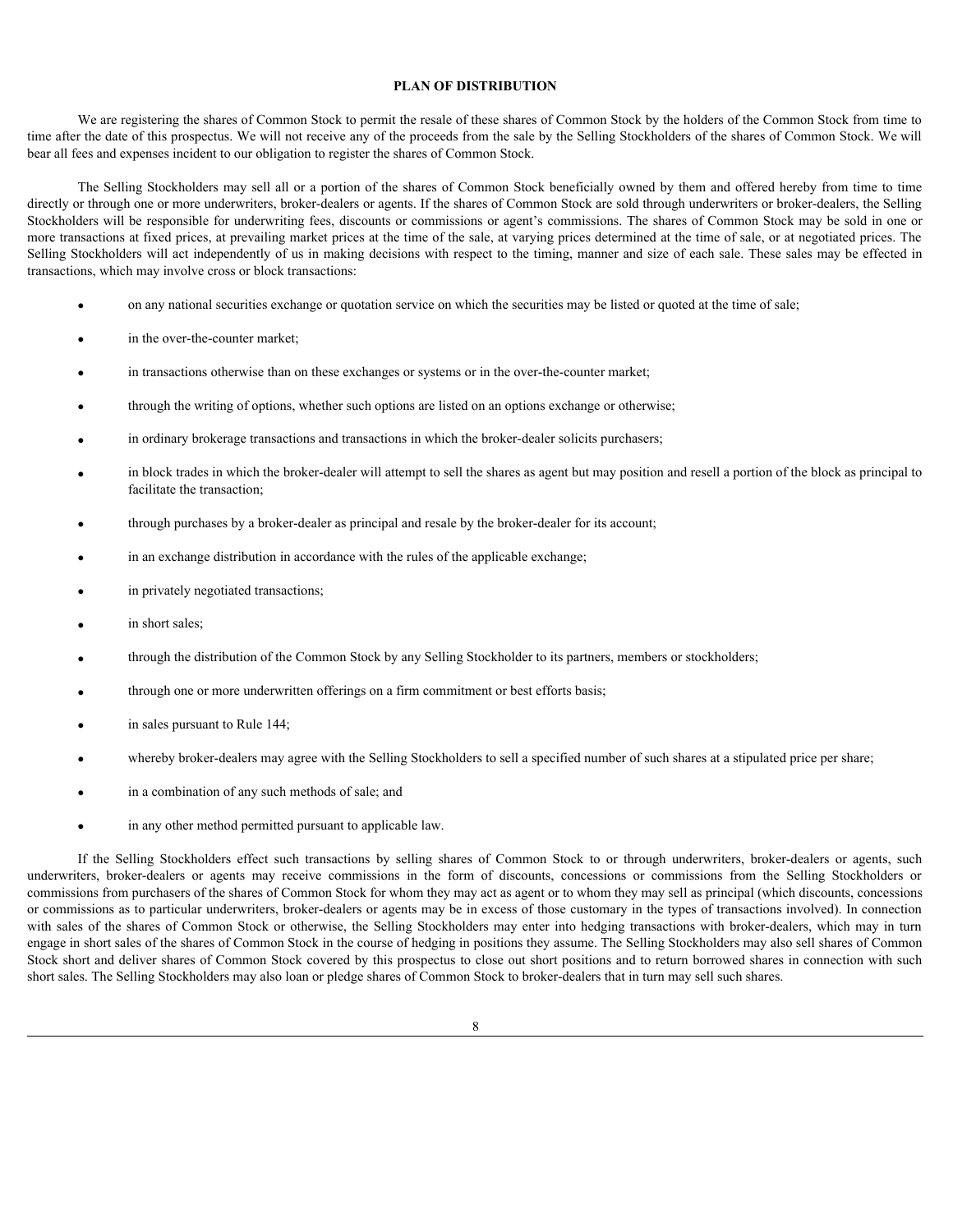## PLAN OF DISTRIBUTION

We are registering the shares of Common Stock to permit the resale of these shares of Common Stock by the holders of the Common Stock from time to time after the date of this prospectus. We will not receive any of the proceeds from the sale by the Selling Stockholders of the shares of Common Stock. We will bear all fees and expenses incident to our obligation to register the shares of Common Stock.

The Selling Stockholders may sell all or a portion of the shares of Common Stock beneficially owned by them and offered hereby from time to time directly or through one or more underwriters, broker-dealers or agents. If the shares of Common Stock are sold through underwriters or broker-dealers, the Selling Stockholders will be responsible for underwriting fees, discounts or commissions or agent's commissions. The shares of Common Stock may be sold in one or more transactions at fixed prices, at prevailing market prices at the time of the sale, at varying prices determined at the time of sale, or at negotiated prices. The Selling Stockholders will act independently of us in making decisions with respect to the timing, manner and size of each sale. These sales may be effected in transactions, which may involve cross or block transactions:

- on any national securities exchange or quotation service on which the securities may be listed or quoted at the time of sale;
- in the over-the-counter market;
- in transactions otherwise than on these exchanges or systems or in the over-the-counter market;
- through the writing of options, whether such options are listed on an options exchange or otherwise;
- in ordinary brokerage transactions and transactions in which the broker-dealer solicits purchasers;
- in block trades in which the broker-dealer will attempt to sell the shares as agent but may position and resell a portion of the block as principal to facilitate the transaction;
- through purchases by a broker-dealer as principal and resale by the broker-dealer for its account;
- in an exchange distribution in accordance with the rules of the applicable exchange;
- in privately negotiated transactions;
- in short sales;
- through the distribution of the Common Stock by any Selling Stockholder to its partners, members or stockholders;
- through one or more underwritten offerings on a firm commitment or best efforts basis;
- in sales pursuant to Rule 144;
- whereby broker-dealers may agree with the Selling Stockholders to sell a specified number of such shares at a stipulated price per share;
- in a combination of any such methods of sale; and
- in any other method permitted pursuant to applicable law.

If the Selling Stockholders effect such transactions by selling shares of Common Stock to or through underwriters, broker-dealers or agents, such underwriters, broker-dealers or agents may receive commissions in the form of discounts, concessions or commissions from the Selling Stockholders or commissions from purchasers of the shares of Common Stock for whom they may act as agent or to whom they may sell as principal (which discounts, concessions or commissions as to particular underwriters, broker-dealers or agents may be in excess of those customary in the types of transactions involved). In connection with sales of the shares of Common Stock or otherwise, the Selling Stockholders may enter into hedging transactions with broker-dealers, which may in turn engage in short sales of the shares of Common Stock in the course of hedging in positions they assume. The Selling Stockholders may also sell shares of Common Stock short and deliver shares of Common Stock covered by this prospectus to close out short positions and to return borrowed shares in connection with such short sales. The Selling Stockholders may also loan or pledge shares of Common Stock to broker-dealers that in turn may sell such shares.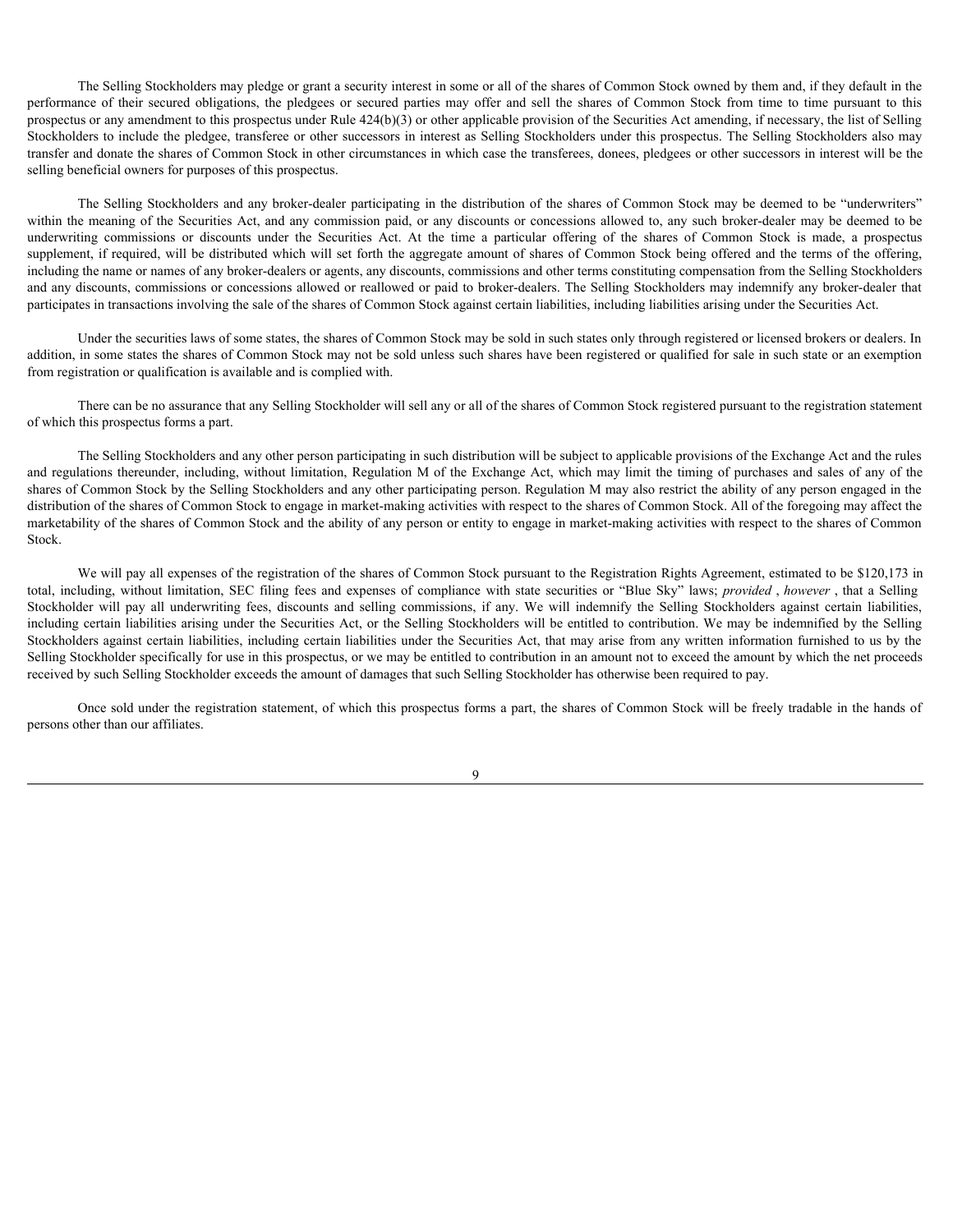The Selling Stockholders may pledge or grant a security interest in some or all of the shares of Common Stock owned by them and, if they default in the performance of their secured obligations, the pledgees or secured parties may offer and sell the shares of Common Stock from time to time pursuant to this prospectus or any amendment to this prospectus under Rule 424(b)(3) or other applicable provision of the Securities Act amending, if necessary, the list of Selling Stockholders to include the pledgee, transferee or other successors in interest as Selling Stockholders under this prospectus. The Selling Stockholders also may transfer and donate the shares of Common Stock in other circumstances in which case the transferees, donees, pledgees or other successors in interest will be the selling beneficial owners for purposes of this prospectus.

The Selling Stockholders and any broker-dealer participating in the distribution of the shares of Common Stock may be deemed to be "underwriters" within the meaning of the Securities Act, and any commission paid, or any discounts or concessions allowed to, any such broker-dealer may be deemed to be underwriting commissions or discounts under the Securities Act. At the time a particular offering of the shares of Common Stock is made, a prospectus supplement, if required, will be distributed which will set forth the aggregate amount of shares of Common Stock being offered and the terms of the offering, including the name or names of any broker-dealers or agents, any discounts, commissions and other terms constituting compensation from the Selling Stockholders and any discounts, commissions or concessions allowed or reallowed or paid to broker-dealers. The Selling Stockholders may indemnify any broker-dealer that participates in transactions involving the sale of the shares of Common Stock against certain liabilities, including liabilities arising under the Securities Act.

Under the securities laws of some states, the shares of Common Stock may be sold in such states only through registered or licensed brokers or dealers. In addition, in some states the shares of Common Stock may not be sold unless such shares have been registered or qualified for sale in such state or an exemption from registration or qualification is available and is complied with.

There can be no assurance that any Selling Stockholder will sell any or all of the shares of Common Stock registered pursuant to the registration statement of which this prospectus forms a part.

The Selling Stockholders and any other person participating in such distribution will be subject to applicable provisions of the Exchange Act and the rules and regulations thereunder, including, without limitation, Regulation M of the Exchange Act, which may limit the timing of purchases and sales of any of the shares of Common Stock by the Selling Stockholders and any other participating person. Regulation M may also restrict the ability of any person engaged in the distribution of the shares of Common Stock to engage in market-making activities with respect to the shares of Common Stock. All of the foregoing may affect the marketability of the shares of Common Stock and the ability of any person or entity to engage in market-making activities with respect to the shares of Common Stock.

We will pay all expenses of the registration of the shares of Common Stock pursuant to the Registration Rights Agreement, estimated to be $120,173 in total, including, without limitation, SEC filing fees and expenses of compliance with state securities or "Blue Sky" laws; *provided* , *however* , that a Selling Stockholder will pay all underwriting fees, discounts and selling commissions, if any. We will indemnify the Selling Stockholders against certain liabilities, including certain liabilities arising under the Securities Act, or the Selling Stockholders will be entitled to contribution. We may be indemnified by the Selling Stockholders against certain liabilities, including certain liabilities under the Securities Act, that may arise from any written information furnished to us by the Selling Stockholder specifically for use in this prospectus, or we may be entitled to contribution in an amount not to exceed the amount by which the net proceeds received by such Selling Stockholder exceeds the amount of damages that such Selling Stockholder has otherwise been required to pay.

Once sold under the registration statement, of which this prospectus forms a part, the shares of Common Stock will be freely tradable in the hands of persons other than our affiliates.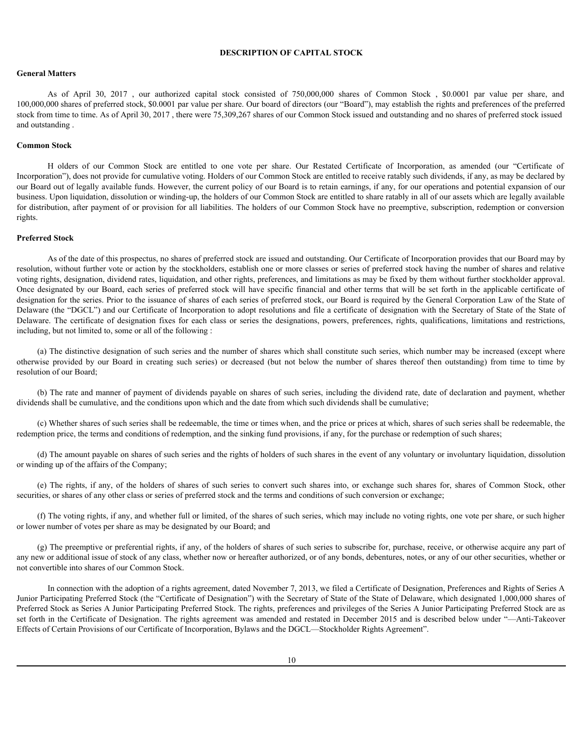# DESCRIPTION OF CAPITAL STOCK

## General Matters

As of April 30, 2017 , our authorized capital stock consisted of 750,000,000 shares of Common Stock , $0.0001 par value per share, and 100,000,000 shares of preferred stock, $0.0001 par value per share. Our board of directors (our "Board"), may establish the rights and preferences of the preferred stock from time to time. As of April 30, 2017 , there were 75,309,267 shares of our Common Stock issued and outstanding and no shares of preferred stock issued and outstanding .

## Common Stock

H olders of our Common Stock are entitled to one vote per share. Our Restated Certificate of Incorporation, as amended (our "Certificate of Incorporation"), does not provide for cumulative voting. Holders of our Common Stock are entitled to receive ratably such dividends, if any, as may be declared by our Board out of legally available funds. However, the current policy of our Board is to retain earnings, if any, for our operations and potential expansion of our business. Upon liquidation, dissolution or winding-up, the holders of our Common Stock are entitled to share ratably in all of our assets which are legally available for distribution, after payment of or provision for all liabilities. The holders of our Common Stock have no preemptive, subscription, redemption or conversion rights.

## Preferred Stock

As of the date of this prospectus, no shares of preferred stock are issued and outstanding. Our Certificate of Incorporation provides that our Board may by resolution, without further vote or action by the stockholders, establish one or more classes or series of preferred stock having the number of shares and relative voting rights, designation, dividend rates, liquidation, and other rights, preferences, and limitations as may be fixed by them without further stockholder approval. Once designated by our Board, each series of preferred stock will have specific financial and other terms that will be set forth in the applicable certificate of designation for the series. Prior to the issuance of shares of each series of preferred stock, our Board is required by the General Corporation Law of the State of Delaware (the "DGCL") and our Certificate of Incorporation to adopt resolutions and file a certificate of designation with the Secretary of State of the State of Delaware. The certificate of designation fixes for each class or series the designations, powers, preferences, rights, qualifications, limitations and restrictions, including, but not limited to, some or all of the following :

(a) The distinctive designation of such series and the number of shares which shall constitute such series, which number may be increased (except where otherwise provided by our Board in creating such series) or decreased (but not below the number of shares thereof then outstanding) from time to time by resolution of our Board;

(b) The rate and manner of payment of dividends payable on shares of such series, including the dividend rate, date of declaration and payment, whether dividends shall be cumulative, and the conditions upon which and the date from which such dividends shall be cumulative;

(c) Whether shares of such series shall be redeemable, the time or times when, and the price or prices at which, shares of such series shall be redeemable, the redemption price, the terms and conditions of redemption, and the sinking fund provisions, if any, for the purchase or redemption of such shares;

(d) The amount payable on shares of such series and the rights of holders of such shares in the event of any voluntary or involuntary liquidation, dissolution or winding up of the affairs of the Company;

(e) The rights, if any, of the holders of shares of such series to convert such shares into, or exchange such shares for, shares of Common Stock, other securities, or shares of any other class or series of preferred stock and the terms and conditions of such conversion or exchange;

(f) The voting rights, if any, and whether full or limited, of the shares of such series, which may include no voting rights, one vote per share, or such higher or lower number of votes per share as may be designated by our Board; and

(g) The preemptive or preferential rights, if any, of the holders of shares of such series to subscribe for, purchase, receive, or otherwise acquire any part of any new or additional issue of stock of any class, whether now or hereafter authorized, or of any bonds, debentures, notes, or any of our other securities, whether or not convertible into shares of our Common Stock.

In connection with the adoption of a rights agreement, dated November 7, 2013, we filed a Certificate of Designation, Preferences and Rights of Series A Junior Participating Preferred Stock (the "Certificate of Designation") with the Secretary of State of the State of Delaware, which designated 1,000,000 shares of Preferred Stock as Series A Junior Participating Preferred Stock. The rights, preferences and privileges of the Series A Junior Participating Preferred Stock are as set forth in the Certificate of Designation. The rights agreement was amended and restated in December 2015 and is described below under "—Anti-Takeover Effects of Certain Provisions of our Certificate of Incorporation, Bylaws and the DGCL—Stockholder Rights Agreement".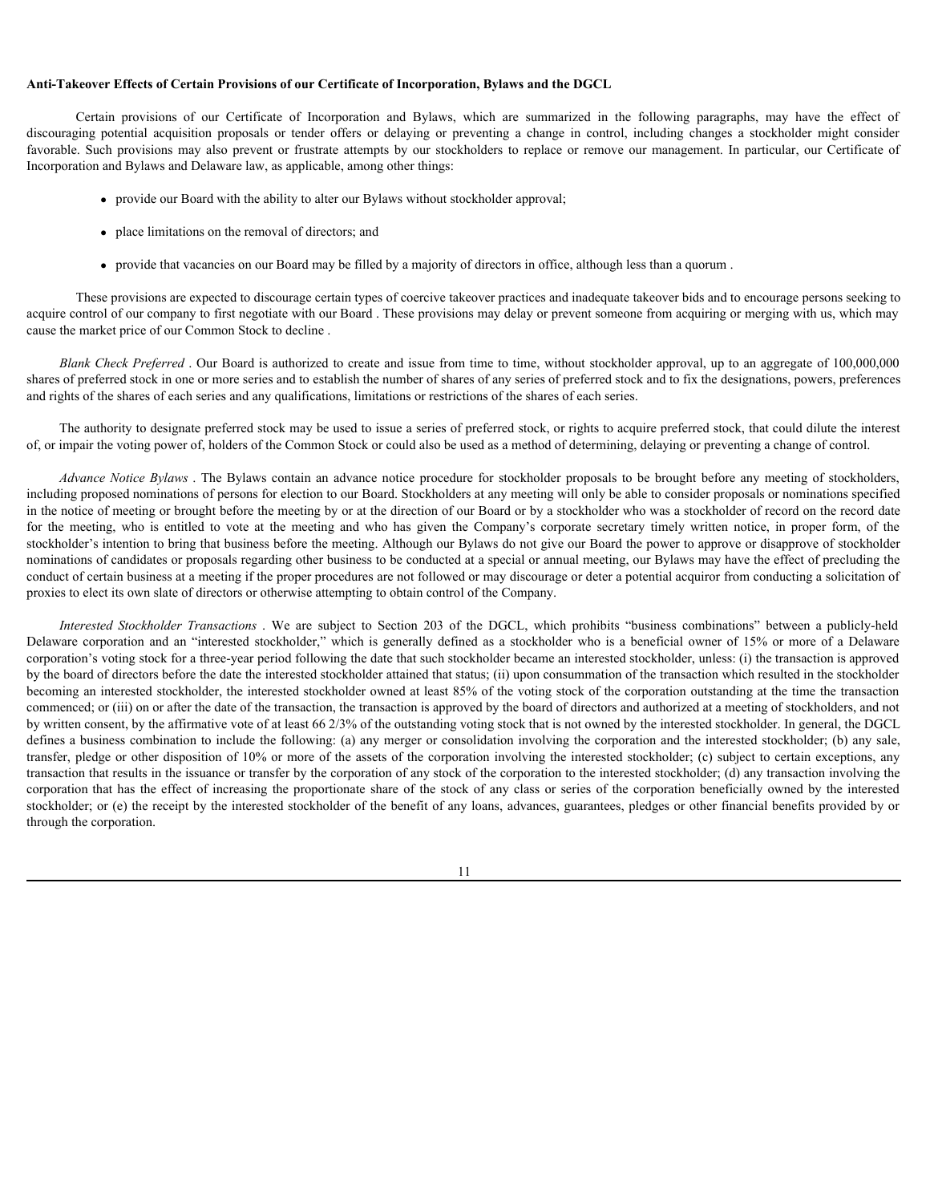**Anti-Takeover Effects of Certain Provisions of our Certificate of Incorporation, Bylaws and the DGCL**

Certain provisions of our Certificate of Incorporation and Bylaws, which are summarized in the following paragraphs, may have the effect of discouraging potential acquisition proposals or tender offers or delaying or preventing a change in control, including changes a stockholder might consider favorable. Such provisions may also prevent or frustrate attempts by our stockholders to replace or remove our management. In particular, our Certificate of Incorporation and Bylaws and Delaware law, as applicable, among other things:

- provide our Board with the ability to alter our Bylaws without stockholder approval;
- place limitations on the removal of directors; and
- provide that vacancies on our Board may be filled by a majority of directors in office, although less than a quorum .

These provisions are expected to discourage certain types of coercive takeover practices and inadequate takeover bids and to encourage persons seeking to acquire control of our company to first negotiate with our Board . These provisions may delay or prevent someone from acquiring or merging with us, which may cause the market price of our Common Stock to decline .

*Blank Check Preferred* . Our Board is authorized to create and issue from time to time, without stockholder approval, up to an aggregate of 100,000,000 shares of preferred stock in one or more series and to establish the number of shares of any series of preferred stock and to fix the designations, powers, preferences and rights of the shares of each series and any qualifications, limitations or restrictions of the shares of each series.

The authority to designate preferred stock may be used to issue a series of preferred stock, or rights to acquire preferred stock, that could dilute the interest of, or impair the voting power of, holders of the Common Stock or could also be used as a method of determining, delaying or preventing a change of control.

*Advance Notice Bylaws* . The Bylaws contain an advance notice procedure for stockholder proposals to be brought before any meeting of stockholders, including proposed nominations of persons for election to our Board. Stockholders at any meeting will only be able to consider proposals or nominations specified in the notice of meeting or brought before the meeting by or at the direction of our Board or by a stockholder who was a stockholder of record on the record date for the meeting, who is entitled to vote at the meeting and who has given the Company's corporate secretary timely written notice, in proper form, of the stockholder's intention to bring that business before the meeting. Although our Bylaws do not give our Board the power to approve or disapprove of stockholder nominations of candidates or proposals regarding other business to be conducted at a special or annual meeting, our Bylaws may have the effect of precluding the conduct of certain business at a meeting if the proper procedures are not followed or may discourage or deter a potential acquiror from conducting a solicitation of proxies to elect its own slate of directors or otherwise attempting to obtain control of the Company.

*Interested Stockholder Transactions* . We are subject to Section 203 of the DGCL, which prohibits "business combinations" between a publicly-held Delaware corporation and an "interested stockholder," which is generally defined as a stockholder who is a beneficial owner of 15% or more of a Delaware corporation's voting stock for a three-year period following the date that such stockholder became an interested stockholder, unless: (i) the transaction is approved by the board of directors before the date the interested stockholder attained that status; (ii) upon consummation of the transaction which resulted in the stockholder becoming an interested stockholder, the interested stockholder owned at least 85% of the voting stock of the corporation outstanding at the time the transaction commenced; or (iii) on or after the date of the transaction, the transaction is approved by the board of directors and authorized at a meeting of stockholders, and not by written consent, by the affirmative vote of at least 66 2/3% of the outstanding voting stock that is not owned by the interested stockholder. In general, the DGCL defines a business combination to include the following: (a) any merger or consolidation involving the corporation and the interested stockholder; (b) any sale, transfer, pledge or other disposition of 10% or more of the assets of the corporation involving the interested stockholder; (c) subject to certain exceptions, any transaction that results in the issuance or transfer by the corporation of any stock of the corporation to the interested stockholder; (d) any transaction involving the corporation that has the effect of increasing the proportionate share of the stock of any class or series of the corporation beneficially owned by the interested stockholder; or (e) the receipt by the interested stockholder of the benefit of any loans, advances, guarantees, pledges or other financial benefits provided by or through the corporation.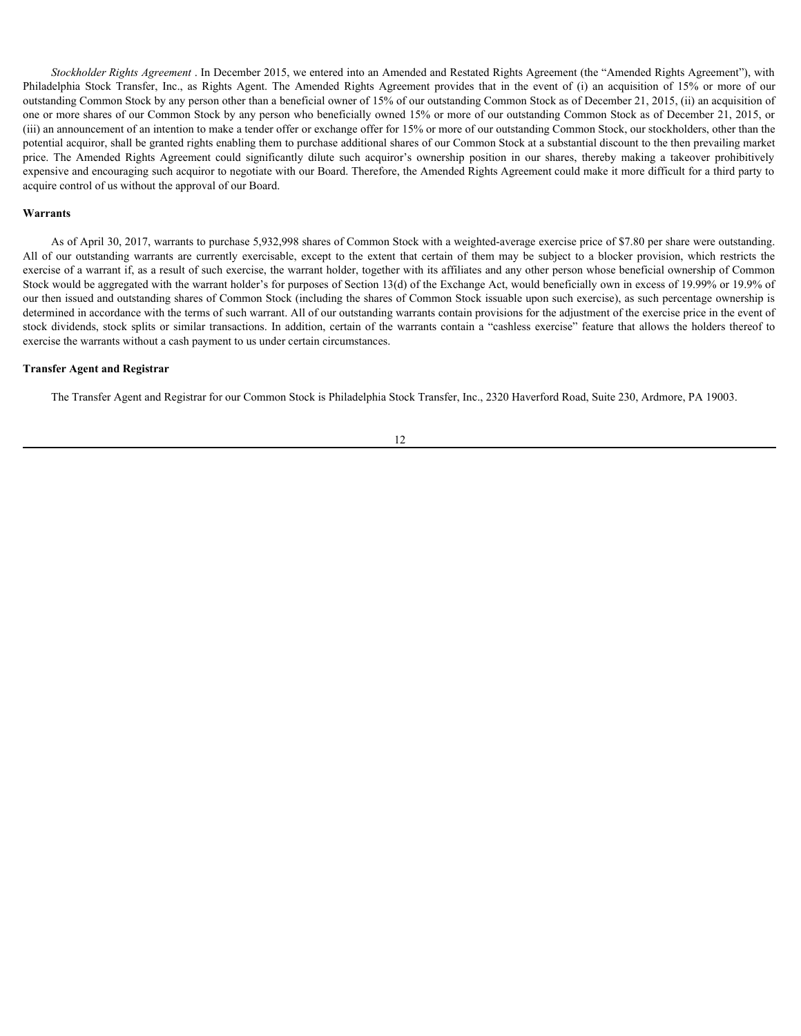*Stockholder Rights Agreement* . In December 2015, we entered into an Amended and Restated Rights Agreement (the "Amended Rights Agreement"), with Philadelphia Stock Transfer, Inc., as Rights Agent. The Amended Rights Agreement provides that in the event of (i) an acquisition of 15% or more of our outstanding Common Stock by any person other than a beneficial owner of 15% of our outstanding Common Stock as of December 21, 2015, (ii) an acquisition of one or more shares of our Common Stock by any person who beneficially owned 15% or more of our outstanding Common Stock as of December 21, 2015, or (iii) an announcement of an intention to make a tender offer or exchange offer for 15% or more of our outstanding Common Stock, our stockholders, other than the potential acquiror, shall be granted rights enabling them to purchase additional shares of our Common Stock at a substantial discount to the then prevailing market price. The Amended Rights Agreement could significantly dilute such acquiror's ownership position in our shares, thereby making a takeover prohibitively expensive and encouraging such acquiror to negotiate with our Board. Therefore, the Amended Rights Agreement could make it more difficult for a third party to acquire control of us without the approval of our Board.

**Warrants**

As of April 30, 2017, warrants to purchase 5,932,998 shares of Common Stock with a weighted-average exercise price of $7.80 per share were outstanding. All of our outstanding warrants are currently exercisable, except to the extent that certain of them may be subject to a blocker provision, which restricts the exercise of a warrant if, as a result of such exercise, the warrant holder, together with its affiliates and any other person whose beneficial ownership of Common Stock would be aggregated with the warrant holder's for purposes of Section 13(d) of the Exchange Act, would beneficially own in excess of 19.99% or 19.9% of our then issued and outstanding shares of Common Stock (including the shares of Common Stock issuable upon such exercise), as such percentage ownership is determined in accordance with the terms of such warrant. All of our outstanding warrants contain provisions for the adjustment of the exercise price in the event of stock dividends, stock splits or similar transactions. In addition, certain of the warrants contain a "cashless exercise" feature that allows the holders thereof to exercise the warrants without a cash payment to us under certain circumstances.

**Transfer Agent and Registrar**

The Transfer Agent and Registrar for our Common Stock is Philadelphia Stock Transfer, Inc., 2320 Haverford Road, Suite 230, Ardmore, PA 19003.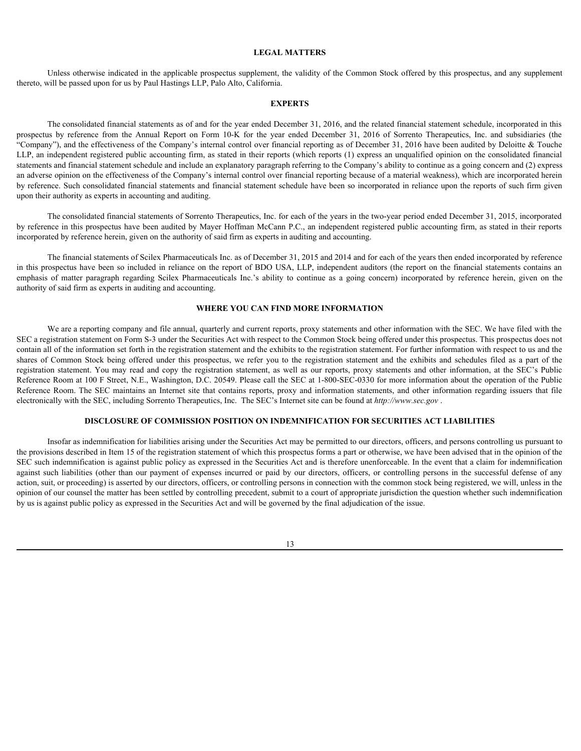## LEGAL MATTERS

Unless otherwise indicated in the applicable prospectus supplement, the validity of the Common Stock offered by this prospectus, and any supplement thereto, will be passed upon for us by Paul Hastings LLP, Palo Alto, California.

## EXPERTS

The consolidated financial statements as of and for the year ended December 31, 2016, and the related financial statement schedule, incorporated in this prospectus by reference from the Annual Report on Form 10-K for the year ended December 31, 2016 of Sorrento Therapeutics, Inc. and subsidiaries (the "Company"), and the effectiveness of the Company's internal control over financial reporting as of December 31, 2016 have been audited by Deloitte & Touche LLP, an independent registered public accounting firm, as stated in their reports (which reports (1) express an unqualified opinion on the consolidated financial statements and financial statement schedule and include an explanatory paragraph referring to the Company's ability to continue as a going concern and (2) express an adverse opinion on the effectiveness of the Company's internal control over financial reporting because of a material weakness), which are incorporated herein by reference. Such consolidated financial statements and financial statement schedule have been so incorporated in reliance upon the reports of such firm given upon their authority as experts in accounting and auditing.

The consolidated financial statements of Sorrento Therapeutics, Inc. for each of the years in the two-year period ended December 31, 2015, incorporated by reference in this prospectus have been audited by Mayer Hoffman McCann P.C., an independent registered public accounting firm, as stated in their reports incorporated by reference herein, given on the authority of said firm as experts in auditing and accounting.

The financial statements of Scilex Pharmaceuticals Inc. as of December 31, 2015 and 2014 and for each of the years then ended incorporated by reference in this prospectus have been so included in reliance on the report of BDO USA, LLP, independent auditors (the report on the financial statements contains an emphasis of matter paragraph regarding Scilex Pharmaceuticals Inc.'s ability to continue as a going concern) incorporated by reference herein, given on the authority of said firm as experts in auditing and accounting.

## WHERE YOU CAN FIND MORE INFORMATION

We are a reporting company and file annual, quarterly and current reports, proxy statements and other information with the SEC. We have filed with the SEC a registration statement on Form S-3 under the Securities Act with respect to the Common Stock being offered under this prospectus. This prospectus does not contain all of the information set forth in the registration statement and the exhibits to the registration statement. For further information with respect to us and the shares of Common Stock being offered under this prospectus, we refer you to the registration statement and the exhibits and schedules filed as a part of the registration statement. You may read and copy the registration statement, as well as our reports, proxy statements and other information, at the SEC's Public Reference Room at 100 F Street, N.E., Washington, D.C. 20549. Please call the SEC at 1-800-SEC-0330 for more information about the operation of the Public Reference Room. The SEC maintains an Internet site that contains reports, proxy and information statements, and other information regarding issuers that file electronically with the SEC, including Sorrento Therapeutics, Inc. The SEC's Internet site can be found at *http://www.sec.gov* .

## DISCLOSURE OF COMMISSION POSITION ON INDEMNIFICATION FOR SECURITIES ACT LIABILITIES

Insofar as indemnification for liabilities arising under the Securities Act may be permitted to our directors, officers, and persons controlling us pursuant to the provisions described in Item 15 of the registration statement of which this prospectus forms a part or otherwise, we have been advised that in the opinion of the SEC such indemnification is against public policy as expressed in the Securities Act and is therefore unenforceable. In the event that a claim for indemnification against such liabilities (other than our payment of expenses incurred or paid by our directors, officers, or controlling persons in the successful defense of any action, suit, or proceeding) is asserted by our directors, officers, or controlling persons in connection with the common stock being registered, we will, unless in the opinion of our counsel the matter has been settled by controlling precedent, submit to a court of appropriate jurisdiction the question whether such indemnification by us is against public policy as expressed in the Securities Act and will be governed by the final adjudication of the issue.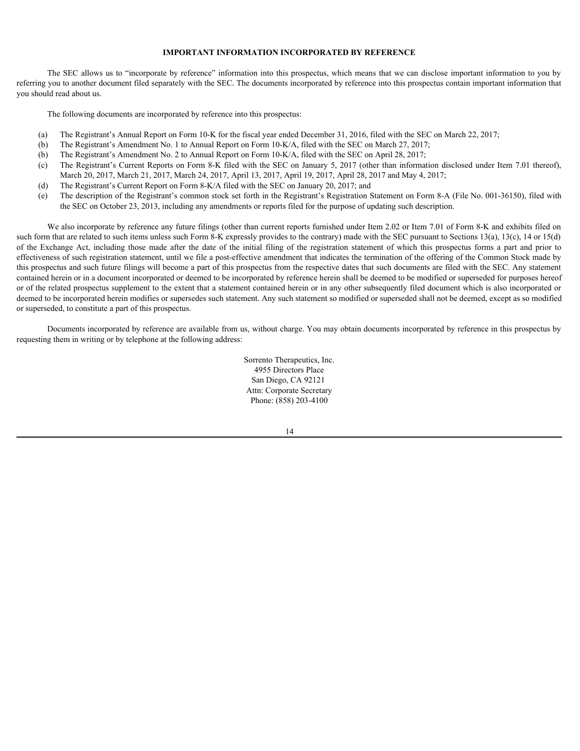## IMPORTANT INFORMATION INCORPORATED BY REFERENCE

The SEC allows us to "incorporate by reference" information into this prospectus, which means that we can disclose important information to you by referring you to another document filed separately with the SEC. The documents incorporated by reference into this prospectus contain important information that you should read about us.

The following documents are incorporated by reference into this prospectus:

- (a) The Registrant's Annual Report on Form 10-K for the fiscal year ended December 31, 2016, filed with the SEC on March 22, 2017;
- (b) The Registrant's Amendment No. 1 to Annual Report on Form 10-K/A, filed with the SEC on March 27, 2017;
- (b) The Registrant's Amendment No. 2 to Annual Report on Form 10-K/A, filed with the SEC on April 28, 2017;
- (c) The Registrant's Current Reports on Form 8-K filed with the SEC on January 5, 2017 (other than information disclosed under Item 7.01 thereof), March 20, 2017, March 21, 2017, March 24, 2017, April 13, 2017, April 19, 2017, April 28, 2017 and May 4, 2017;
- (d) The Registrant's Current Report on Form 8-K/A filed with the SEC on January 20, 2017; and
- (e) The description of the Registrant's common stock set forth in the Registrant's Registration Statement on Form 8-A (File No. 001-36150), filed with the SEC on October 23, 2013, including any amendments or reports filed for the purpose of updating such description.

We also incorporate by reference any future filings (other than current reports furnished under Item 2.02 or Item 7.01 of Form 8-K and exhibits filed on such form that are related to such items unless such Form 8-K expressly provides to the contrary) made with the SEC pursuant to Sections 13(a), 13(c), 14 or 15(d) of the Exchange Act, including those made after the date of the initial filing of the registration statement of which this prospectus forms a part and prior to effectiveness of such registration statement, until we file a post-effective amendment that indicates the termination of the offering of the Common Stock made by this prospectus and such future filings will become a part of this prospectus from the respective dates that such documents are filed with the SEC. Any statement contained herein or in a document incorporated or deemed to be incorporated by reference herein shall be deemed to be modified or superseded for purposes hereof or of the related prospectus supplement to the extent that a statement contained herein or in any other subsequently filed document which is also incorporated or deemed to be incorporated herein modifies or supersedes such statement. Any such statement so modified or superseded shall not be deemed, except as so modified or superseded, to constitute a part of this prospectus.

Documents incorporated by reference are available from us, without charge. You may obtain documents incorporated by reference in this prospectus by requesting them in writing or by telephone at the following address:

Sorrento Therapeutics, Inc.
4955 Directors Place
San Diego, CA 92121
Attn: Corporate Secretary
Phone: (858) 203-4100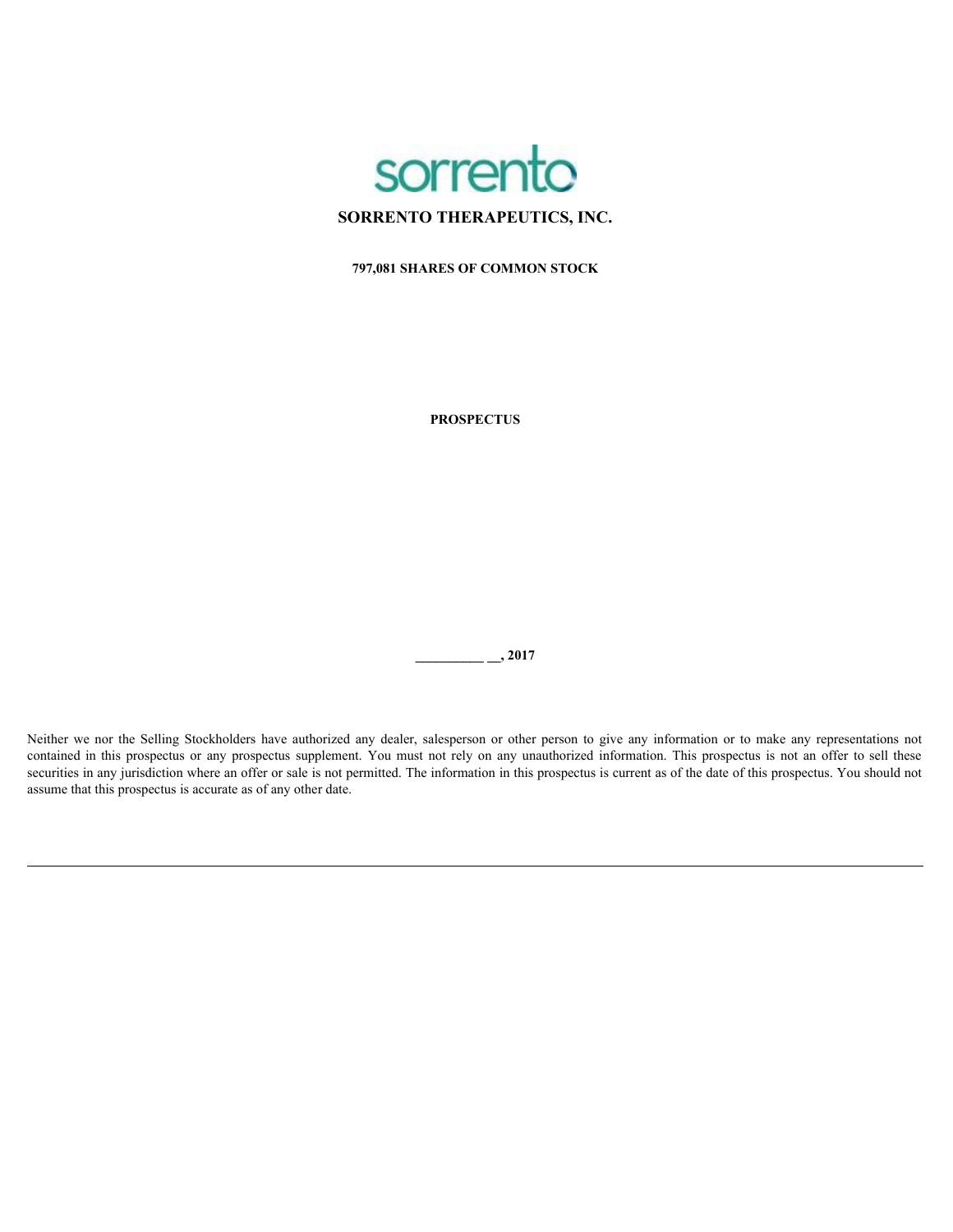# SORRENTO THERAPEUTICS, INC.

**797,081 SHARES OF COMMON STOCK**

**PROSPECTUS**

**__________ __, 2017**

Neither we nor the Selling Stockholders have authorized any dealer, salesperson or other person to give any information or to make any representations not contained in this prospectus or any prospectus supplement. You must not rely on any unauthorized information. This prospectus is not an offer to sell these securities in any jurisdiction where an offer or sale is not permitted. The information in this prospectus is current as of the date of this prospectus. You should not assume that this prospectus is accurate as of any other date.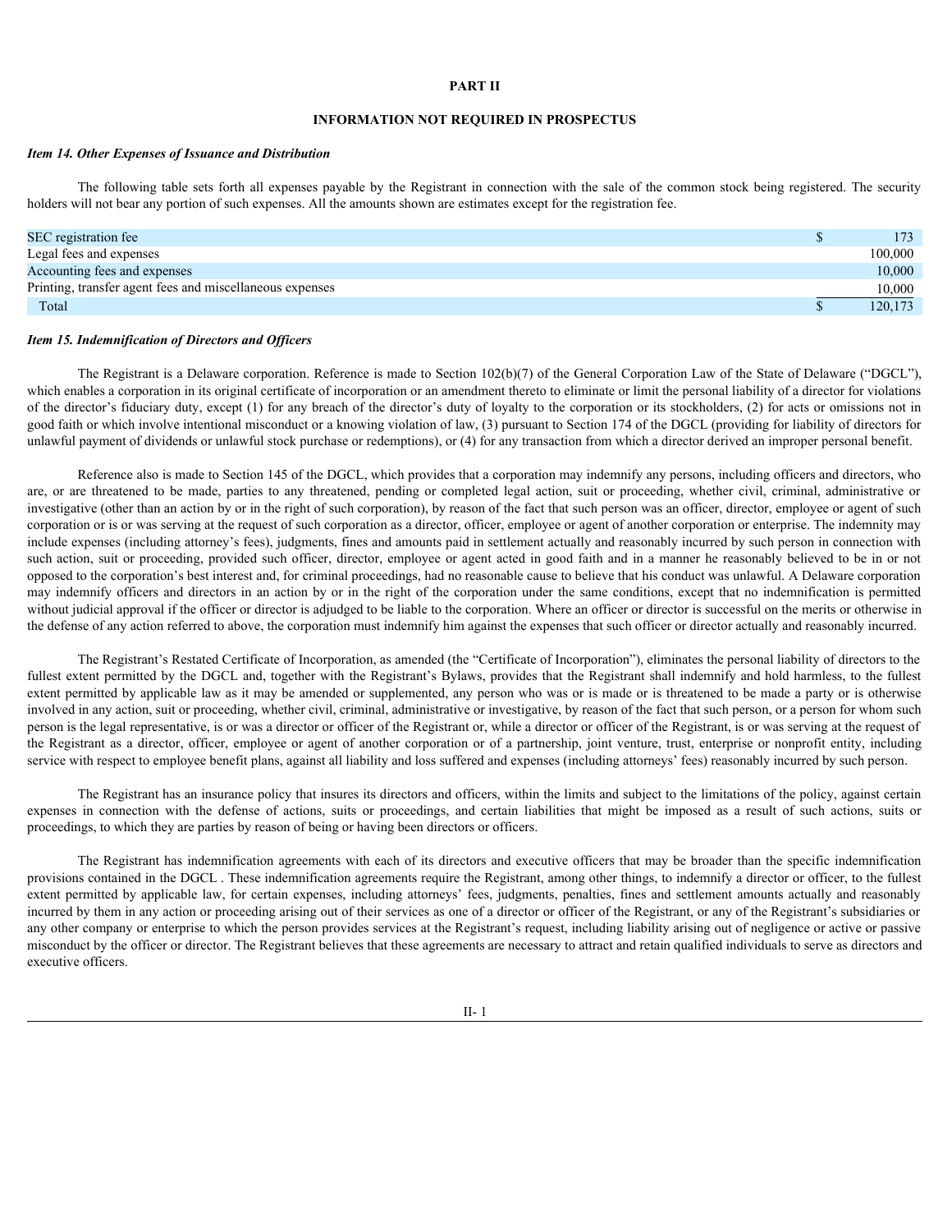# PART II

## INFORMATION NOT REQUIRED IN PROSPECTUS

### *Item 14. Other Expenses of Issuance and Distribution*

The following table sets forth all expenses payable by the Registrant in connection with the sale of the common stock being registered. The security holders will not bear any portion of such expenses. All the amounts shown are estimates except for the registration fee.

| | | |
|---|---|---|
| SEC registration fee | $ | 173 |
| Legal fees and expenses | | 100,000 |
| Accounting fees and expenses | | 10,000 |
| Printing, transfer agent fees and miscellaneous expenses | | 10,000 |
| Total | $ | 120,173 |

### *Item 15. Indemnification of Directors and Officers*

The Registrant is a Delaware corporation. Reference is made to Section 102(b)(7) of the General Corporation Law of the State of Delaware ("DGCL"), which enables a corporation in its original certificate of incorporation or an amendment thereto to eliminate or limit the personal liability of a director for violations of the director's fiduciary duty, except (1) for any breach of the director's duty of loyalty to the corporation or its stockholders, (2) for acts or omissions not in good faith or which involve intentional misconduct or a knowing violation of law, (3) pursuant to Section 174 of the DGCL (providing for liability of directors for unlawful payment of dividends or unlawful stock purchase or redemptions), or (4) for any transaction from which a director derived an improper personal benefit.

Reference also is made to Section 145 of the DGCL, which provides that a corporation may indemnify any persons, including officers and directors, who are, or are threatened to be made, parties to any threatened, pending or completed legal action, suit or proceeding, whether civil, criminal, administrative or investigative (other than an action by or in the right of such corporation), by reason of the fact that such person was an officer, director, employee or agent of such corporation or is or was serving at the request of such corporation as a director, officer, employee or agent of another corporation or enterprise. The indemnity may include expenses (including attorney's fees), judgments, fines and amounts paid in settlement actually and reasonably incurred by such person in connection with such action, suit or proceeding, provided such officer, director, employee or agent acted in good faith and in a manner he reasonably believed to be in or not opposed to the corporation's best interest and, for criminal proceedings, had no reasonable cause to believe that his conduct was unlawful. A Delaware corporation may indemnify officers and directors in an action by or in the right of the corporation under the same conditions, except that no indemnification is permitted without judicial approval if the officer or director is adjudged to be liable to the corporation. Where an officer or director is successful on the merits or otherwise in the defense of any action referred to above, the corporation must indemnify him against the expenses that such officer or director actually and reasonably incurred.

The Registrant's Restated Certificate of Incorporation, as amended (the "Certificate of Incorporation"), eliminates the personal liability of directors to the fullest extent permitted by the DGCL and, together with the Registrant's Bylaws, provides that the Registrant shall indemnify and hold harmless, to the fullest extent permitted by applicable law as it may be amended or supplemented, any person who was or is made or is threatened to be made a party or is otherwise involved in any action, suit or proceeding, whether civil, criminal, administrative or investigative, by reason of the fact that such person, or a person for whom such person is the legal representative, is or was a director or officer of the Registrant or, while a director or officer of the Registrant, is or was serving at the request of the Registrant as a director, officer, employee or agent of another corporation or of a partnership, joint venture, trust, enterprise or nonprofit entity, including service with respect to employee benefit plans, against all liability and loss suffered and expenses (including attorneys' fees) reasonably incurred by such person.

The Registrant has an insurance policy that insures its directors and officers, within the limits and subject to the limitations of the policy, against certain expenses in connection with the defense of actions, suits or proceedings, and certain liabilities that might be imposed as a result of such actions, suits or proceedings, to which they are parties by reason of being or having been directors or officers.

The Registrant has indemnification agreements with each of its directors and executive officers that may be broader than the specific indemnification provisions contained in the DGCL . These indemnification agreements require the Registrant, among other things, to indemnify a director or officer, to the fullest extent permitted by applicable law, for certain expenses, including attorneys' fees, judgments, penalties, fines and settlement amounts actually and reasonably incurred by them in any action or proceeding arising out of their services as one of a director or officer of the Registrant, or any of the Registrant's subsidiaries or any other company or enterprise to which the person provides services at the Registrant's request, including liability arising out of negligence or active or passive misconduct by the officer or director. The Registrant believes that these agreements are necessary to attract and retain qualified individuals to serve as directors and executive officers.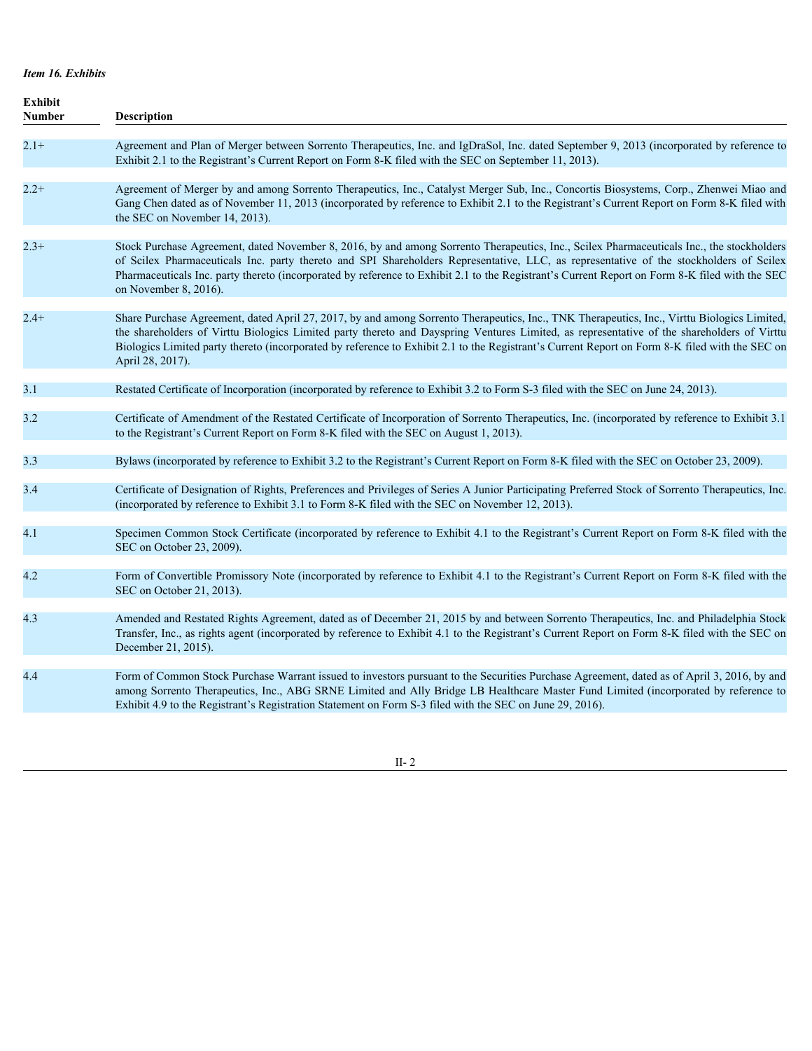*Item 16. Exhibits*

| Exhibit Number | Description |
| --- | --- |
| 2.1+ | Agreement and Plan of Merger between Sorrento Therapeutics, Inc. and IgDraSol, Inc. dated September 9, 2013 (incorporated by reference to Exhibit 2.1 to the Registrant's Current Report on Form 8-K filed with the SEC on September 11, 2013). |
| 2.2+ | Agreement of Merger by and among Sorrento Therapeutics, Inc., Catalyst Merger Sub, Inc., Concortis Biosystems, Corp., Zhenwei Miao and Gang Chen dated as of November 11, 2013 (incorporated by reference to Exhibit 2.1 to the Registrant's Current Report on Form 8-K filed with the SEC on November 14, 2013). |
| 2.3+ | Stock Purchase Agreement, dated November 8, 2016, by and among Sorrento Therapeutics, Inc., Scilex Pharmaceuticals Inc., the stockholders of Scilex Pharmaceuticals Inc. party thereto and SPI Shareholders Representative, LLC, as representative of the stockholders of Scilex Pharmaceuticals Inc. party thereto (incorporated by reference to Exhibit 2.1 to the Registrant's Current Report on Form 8-K filed with the SEC on November 8, 2016). |
| 2.4+ | Share Purchase Agreement, dated April 27, 2017, by and among Sorrento Therapeutics, Inc., TNK Therapeutics, Inc., Virttu Biologics Limited, the shareholders of Virttu Biologics Limited party thereto and Dayspring Ventures Limited, as representative of the shareholders of Virttu Biologics Limited party thereto (incorporated by reference to Exhibit 2.1 to the Registrant's Current Report on Form 8-K filed with the SEC on April 28, 2017). |
| 3.1 | Restated Certificate of Incorporation (incorporated by reference to Exhibit 3.2 to Form S-3 filed with the SEC on June 24, 2013). |
| 3.2 | Certificate of Amendment of the Restated Certificate of Incorporation of Sorrento Therapeutics, Inc. (incorporated by reference to Exhibit 3.1 to the Registrant's Current Report on Form 8-K filed with the SEC on August 1, 2013). |
| 3.3 | Bylaws (incorporated by reference to Exhibit 3.2 to the Registrant's Current Report on Form 8-K filed with the SEC on October 23, 2009). |
| 3.4 | Certificate of Designation of Rights, Preferences and Privileges of Series A Junior Participating Preferred Stock of Sorrento Therapeutics, Inc. (incorporated by reference to Exhibit 3.1 to Form 8-K filed with the SEC on November 12, 2013). |
| 4.1 | Specimen Common Stock Certificate (incorporated by reference to Exhibit 4.1 to the Registrant's Current Report on Form 8-K filed with the SEC on October 23, 2009). |
| 4.2 | Form of Convertible Promissory Note (incorporated by reference to Exhibit 4.1 to the Registrant's Current Report on Form 8-K filed with the SEC on October 21, 2013). |
| 4.3 | Amended and Restated Rights Agreement, dated as of December 21, 2015 by and between Sorrento Therapeutics, Inc. and Philadelphia Stock Transfer, Inc., as rights agent (incorporated by reference to Exhibit 4.1 to the Registrant's Current Report on Form 8-K filed with the SEC on December 21, 2015). |
| 4.4 | Form of Common Stock Purchase Warrant issued to investors pursuant to the Securities Purchase Agreement, dated as of April 3, 2016, by and among Sorrento Therapeutics, Inc., ABG SRNE Limited and Ally Bridge LB Healthcare Master Fund Limited (incorporated by reference to Exhibit 4.9 to the Registrant's Registration Statement on Form S-3 filed with the SEC on June 29, 2016). |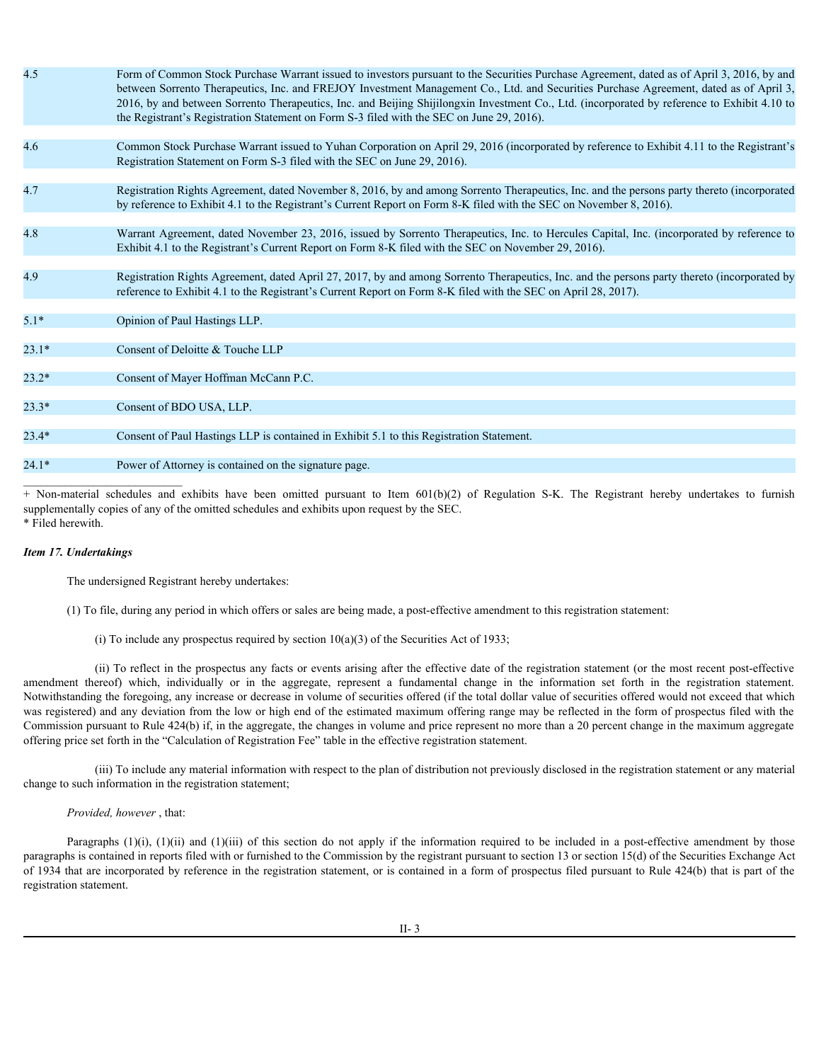| | |
|---|---|
| 4.5 | Form of Common Stock Purchase Warrant issued to investors pursuant to the Securities Purchase Agreement, dated as of April 3, 2016, by and between Sorrento Therapeutics, Inc. and FREJOY Investment Management Co., Ltd. and Securities Purchase Agreement, dated as of April 3, 2016, by and between Sorrento Therapeutics, Inc. and Beijing Shijilongxin Investment Co., Ltd. (incorporated by reference to Exhibit 4.10 to the Registrant's Registration Statement on Form S-3 filed with the SEC on June 29, 2016). |
| 4.6 | Common Stock Purchase Warrant issued to Yuhan Corporation on April 29, 2016 (incorporated by reference to Exhibit 4.11 to the Registrant's Registration Statement on Form S-3 filed with the SEC on June 29, 2016). |
| 4.7 | Registration Rights Agreement, dated November 8, 2016, by and among Sorrento Therapeutics, Inc. and the persons party thereto (incorporated by reference to Exhibit 4.1 to the Registrant's Current Report on Form 8-K filed with the SEC on November 8, 2016). |
| 4.8 | Warrant Agreement, dated November 23, 2016, issued by Sorrento Therapeutics, Inc. to Hercules Capital, Inc. (incorporated by reference to Exhibit 4.1 to the Registrant's Current Report on Form 8-K filed with the SEC on November 29, 2016). |
| 4.9 | Registration Rights Agreement, dated April 27, 2017, by and among Sorrento Therapeutics, Inc. and the persons party thereto (incorporated by reference to Exhibit 4.1 to the Registrant's Current Report on Form 8-K filed with the SEC on April 28, 2017). |
| 5.1* | Opinion of Paul Hastings LLP. |
| 23.1* | Consent of Deloitte & Touche LLP |
| 23.2* | Consent of Mayer Hoffman McCann P.C. |
| 23.3* | Consent of BDO USA, LLP. |
| 23.4* | Consent of Paul Hastings LLP is contained in Exhibit 5.1 to this Registration Statement. |
| 24.1* | Power of Attorney is contained on the signature page. |

+ Non-material schedules and exhibits have been omitted pursuant to Item 601(b)(2) of Regulation S-K. The Registrant hereby undertakes to furnish supplementally copies of any of the omitted schedules and exhibits upon request by the SEC.
* Filed herewith.

***Item 17. Undertakings***

The undersigned Registrant hereby undertakes:

(1) To file, during any period in which offers or sales are being made, a post-effective amendment to this registration statement:

(i) To include any prospectus required by section 10(a)(3) of the Securities Act of 1933;

(ii) To reflect in the prospectus any facts or events arising after the effective date of the registration statement (or the most recent post-effective amendment thereof) which, individually or in the aggregate, represent a fundamental change in the information set forth in the registration statement. Notwithstanding the foregoing, any increase or decrease in volume of securities offered (if the total dollar value of securities offered would not exceed that which was registered) and any deviation from the low or high end of the estimated maximum offering range may be reflected in the form of prospectus filed with the Commission pursuant to Rule 424(b) if, in the aggregate, the changes in volume and price represent no more than a 20 percent change in the maximum aggregate offering price set forth in the "Calculation of Registration Fee" table in the effective registration statement.

(iii) To include any material information with respect to the plan of distribution not previously disclosed in the registration statement or any material change to such information in the registration statement;

*Provided, however* , that:

Paragraphs (1)(i), (1)(ii) and (1)(iii) of this section do not apply if the information required to be included in a post-effective amendment by those paragraphs is contained in reports filed with or furnished to the Commission by the registrant pursuant to section 13 or section 15(d) of the Securities Exchange Act of 1934 that are incorporated by reference in the registration statement, or is contained in a form of prospectus filed pursuant to Rule 424(b) that is part of the registration statement.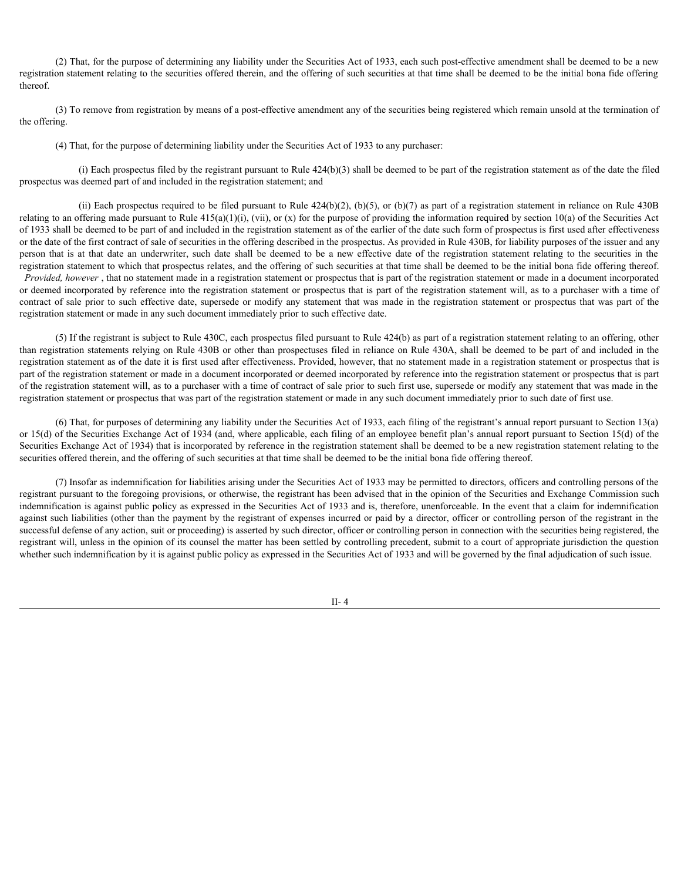(2) That, for the purpose of determining any liability under the Securities Act of 1933, each such post-effective amendment shall be deemed to be a new registration statement relating to the securities offered therein, and the offering of such securities at that time shall be deemed to be the initial bona fide offering thereof.

(3) To remove from registration by means of a post-effective amendment any of the securities being registered which remain unsold at the termination of the offering.

(4) That, for the purpose of determining liability under the Securities Act of 1933 to any purchaser:

(i) Each prospectus filed by the registrant pursuant to Rule 424(b)(3) shall be deemed to be part of the registration statement as of the date the filed prospectus was deemed part of and included in the registration statement; and

(ii) Each prospectus required to be filed pursuant to Rule 424(b)(2), (b)(5), or (b)(7) as part of a registration statement in reliance on Rule 430B relating to an offering made pursuant to Rule 415(a)(1)(i), (vii), or (x) for the purpose of providing the information required by section 10(a) of the Securities Act of 1933 shall be deemed to be part of and included in the registration statement as of the earlier of the date such form of prospectus is first used after effectiveness or the date of the first contract of sale of securities in the offering described in the prospectus. As provided in Rule 430B, for liability purposes of the issuer and any person that is at that date an underwriter, such date shall be deemed to be a new effective date of the registration statement relating to the securities in the registration statement to which that prospectus relates, and the offering of such securities at that time shall be deemed to be the initial bona fide offering thereof. *Provided, however* , that no statement made in a registration statement or prospectus that is part of the registration statement or made in a document incorporated or deemed incorporated by reference into the registration statement or prospectus that is part of the registration statement will, as to a purchaser with a time of contract of sale prior to such effective date, supersede or modify any statement that was made in the registration statement or prospectus that was part of the registration statement or made in any such document immediately prior to such effective date.

(5) If the registrant is subject to Rule 430C, each prospectus filed pursuant to Rule 424(b) as part of a registration statement relating to an offering, other than registration statements relying on Rule 430B or other than prospectuses filed in reliance on Rule 430A, shall be deemed to be part of and included in the registration statement as of the date it is first used after effectiveness. Provided, however, that no statement made in a registration statement or prospectus that is part of the registration statement or made in a document incorporated or deemed incorporated by reference into the registration statement or prospectus that is part of the registration statement will, as to a purchaser with a time of contract of sale prior to such first use, supersede or modify any statement that was made in the registration statement or prospectus that was part of the registration statement or made in any such document immediately prior to such date of first use.

(6) That, for purposes of determining any liability under the Securities Act of 1933, each filing of the registrant's annual report pursuant to Section 13(a) or 15(d) of the Securities Exchange Act of 1934 (and, where applicable, each filing of an employee benefit plan's annual report pursuant to Section 15(d) of the Securities Exchange Act of 1934) that is incorporated by reference in the registration statement shall be deemed to be a new registration statement relating to the securities offered therein, and the offering of such securities at that time shall be deemed to be the initial bona fide offering thereof.

(7) Insofar as indemnification for liabilities arising under the Securities Act of 1933 may be permitted to directors, officers and controlling persons of the registrant pursuant to the foregoing provisions, or otherwise, the registrant has been advised that in the opinion of the Securities and Exchange Commission such indemnification is against public policy as expressed in the Securities Act of 1933 and is, therefore, unenforceable. In the event that a claim for indemnification against such liabilities (other than the payment by the registrant of expenses incurred or paid by a director, officer or controlling person of the registrant in the successful defense of any action, suit or proceeding) is asserted by such director, officer or controlling person in connection with the securities being registered, the registrant will, unless in the opinion of its counsel the matter has been settled by controlling precedent, submit to a court of appropriate jurisdiction the question whether such indemnification by it is against public policy as expressed in the Securities Act of 1933 and will be governed by the final adjudication of such issue.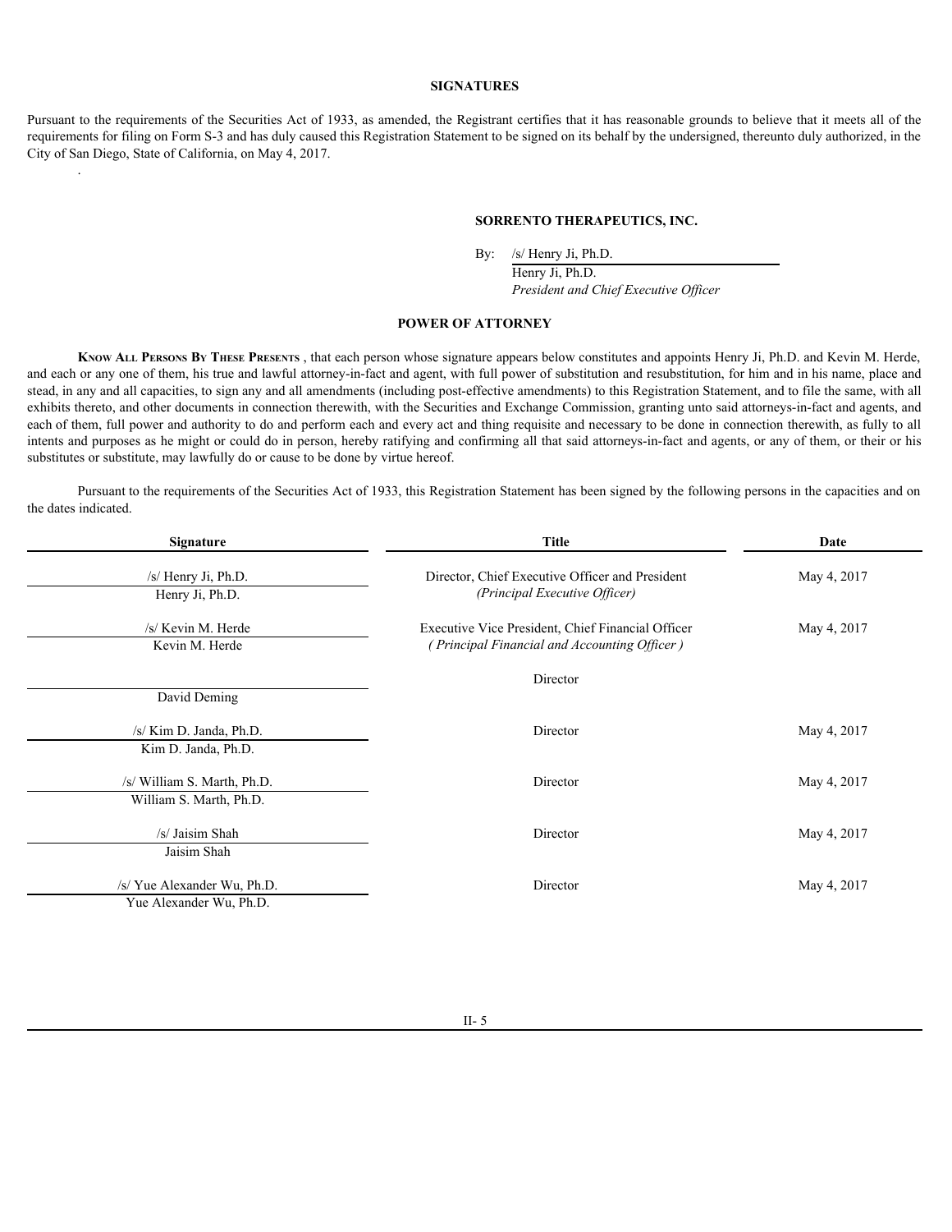## SIGNATURES

Pursuant to the requirements of the Securities Act of 1933, as amended, the Registrant certifies that it has reasonable grounds to believe that it meets all of the requirements for filing on Form S-3 and has duly caused this Registration Statement to be signed on its behalf by the undersigned, thereunto duly authorized, in the City of San Diego, State of California, on May 4, 2017.

.

**SORRENTO THERAPEUTICS, INC.**

By: /s/ Henry Ji, Ph.D.
Henry Ji, Ph.D.
*President and Chief Executive Officer*

## POWER OF ATTORNEY

**KNOW ALL PERSONS BY THESE PRESENTS**, that each person whose signature appears below constitutes and appoints Henry Ji, Ph.D. and Kevin M. Herde, and each or any one of them, his true and lawful attorney-in-fact and agent, with full power of substitution and resubstitution, for him and in his name, place and stead, in any and all capacities, to sign any and all amendments (including post-effective amendments) to this Registration Statement, and to file the same, with all exhibits thereto, and other documents in connection therewith, with the Securities and Exchange Commission, granting unto said attorneys-in-fact and agents, and each of them, full power and authority to do and perform each and every act and thing requisite and necessary to be done in connection therewith, as fully to all intents and purposes as he might or could do in person, hereby ratifying and confirming all that said attorneys-in-fact and agents, or any of them, or their or his substitutes or substitute, may lawfully do or cause to be done by virtue hereof.

Pursuant to the requirements of the Securities Act of 1933, this Registration Statement has been signed by the following persons in the capacities and on the dates indicated.

| Signature | Title | Date |
|---|---|---|
| /s/ Henry Ji, Ph.D.<br>Henry Ji, Ph.D. | Director, Chief Executive Officer and President<br>*(Principal Executive Officer)* | May 4, 2017 |
| /s/ Kevin M. Herde<br>Kevin M. Herde | Executive Vice President, Chief Financial Officer<br>*(Principal Financial and Accounting Officer)* | May 4, 2017 |
| David Deming | Director | |
| /s/ Kim D. Janda, Ph.D.<br>Kim D. Janda, Ph.D. | Director | May 4, 2017 |
| /s/ William S. Marth, Ph.D.<br>William S. Marth, Ph.D. | Director | May 4, 2017 |
| /s/ Jaisim Shah<br>Jaisim Shah | Director | May 4, 2017 |
| /s/ Yue Alexander Wu, Ph.D.<br>Yue Alexander Wu, Ph.D. | Director | May 4, 2017 |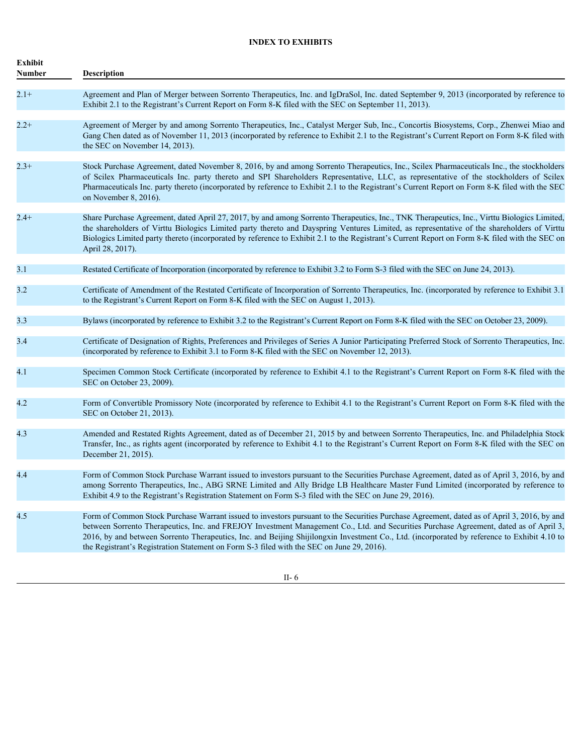**INDEX TO EXHIBITS**

| Exhibit Number | Description |
|---|---|
| 2.1+ | Agreement and Plan of Merger between Sorrento Therapeutics, Inc. and IgDraSol, Inc. dated September 9, 2013 (incorporated by reference to Exhibit 2.1 to the Registrant's Current Report on Form 8-K filed with the SEC on September 11, 2013). |
| 2.2+ | Agreement of Merger by and among Sorrento Therapeutics, Inc., Catalyst Merger Sub, Inc., Concortis Biosystems, Corp., Zhenwei Miao and Gang Chen dated as of November 11, 2013 (incorporated by reference to Exhibit 2.1 to the Registrant's Current Report on Form 8-K filed with the SEC on November 14, 2013). |
| 2.3+ | Stock Purchase Agreement, dated November 8, 2016, by and among Sorrento Therapeutics, Inc., Scilex Pharmaceuticals Inc., the stockholders of Scilex Pharmaceuticals Inc. party thereto and SPI Shareholders Representative, LLC, as representative of the stockholders of Scilex Pharmaceuticals Inc. party thereto (incorporated by reference to Exhibit 2.1 to the Registrant's Current Report on Form 8-K filed with the SEC on November 8, 2016). |
| 2.4+ | Share Purchase Agreement, dated April 27, 2017, by and among Sorrento Therapeutics, Inc., TNK Therapeutics, Inc., Virttu Biologics Limited, the shareholders of Virttu Biologics Limited party thereto and Dayspring Ventures Limited, as representative of the shareholders of Virttu Biologics Limited party thereto (incorporated by reference to Exhibit 2.1 to the Registrant's Current Report on Form 8-K filed with the SEC on April 28, 2017). |
| 3.1 | Restated Certificate of Incorporation (incorporated by reference to Exhibit 3.2 to Form S-3 filed with the SEC on June 24, 2013). |
| 3.2 | Certificate of Amendment of the Restated Certificate of Incorporation of Sorrento Therapeutics, Inc. (incorporated by reference to Exhibit 3.1 to the Registrant's Current Report on Form 8-K filed with the SEC on August 1, 2013). |
| 3.3 | Bylaws (incorporated by reference to Exhibit 3.2 to the Registrant's Current Report on Form 8-K filed with the SEC on October 23, 2009). |
| 3.4 | Certificate of Designation of Rights, Preferences and Privileges of Series A Junior Participating Preferred Stock of Sorrento Therapeutics, Inc. (incorporated by reference to Exhibit 3.1 to Form 8-K filed with the SEC on November 12, 2013). |
| 4.1 | Specimen Common Stock Certificate (incorporated by reference to Exhibit 4.1 to the Registrant's Current Report on Form 8-K filed with the SEC on October 23, 2009). |
| 4.2 | Form of Convertible Promissory Note (incorporated by reference to Exhibit 4.1 to the Registrant's Current Report on Form 8-K filed with the SEC on October 21, 2013). |
| 4.3 | Amended and Restated Rights Agreement, dated as of December 21, 2015 by and between Sorrento Therapeutics, Inc. and Philadelphia Stock Transfer, Inc., as rights agent (incorporated by reference to Exhibit 4.1 to the Registrant's Current Report on Form 8-K filed with the SEC on December 21, 2015). |
| 4.4 | Form of Common Stock Purchase Warrant issued to investors pursuant to the Securities Purchase Agreement, dated as of April 3, 2016, by and among Sorrento Therapeutics, Inc., ABG SRNE Limited and Ally Bridge LB Healthcare Master Fund Limited (incorporated by reference to Exhibit 4.9 to the Registrant's Registration Statement on Form S-3 filed with the SEC on June 29, 2016). |
| 4.5 | Form of Common Stock Purchase Warrant issued to investors pursuant to the Securities Purchase Agreement, dated as of April 3, 2016, by and between Sorrento Therapeutics, Inc. and FREJOY Investment Management Co., Ltd. and Securities Purchase Agreement, dated as of April 3, 2016, by and between Sorrento Therapeutics, Inc. and Beijing Shijilongxin Investment Co., Ltd. (incorporated by reference to Exhibit 4.10 to the Registrant's Registration Statement on Form S-3 filed with the SEC on June 29, 2016). |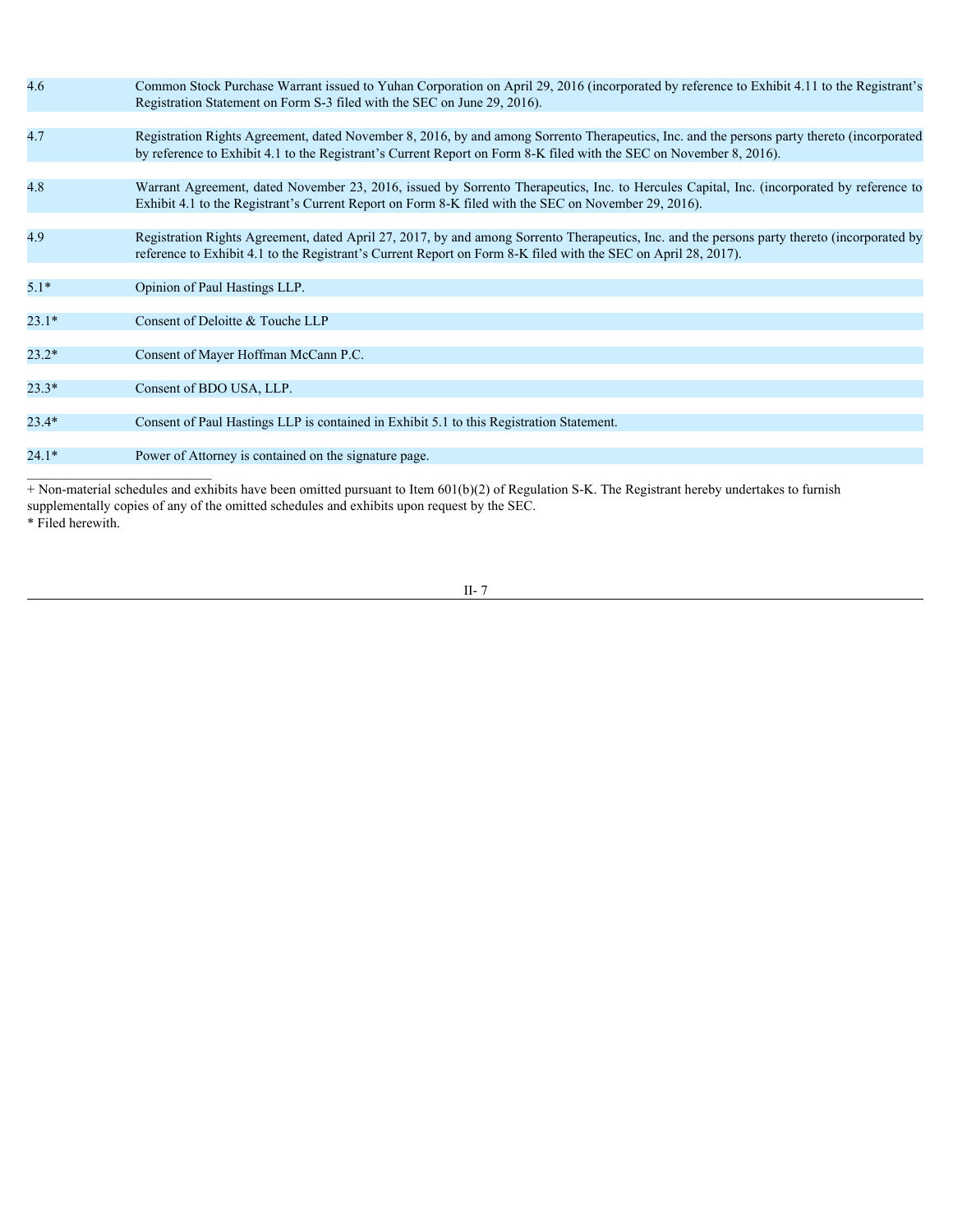| | |
|---|---|
| 4.6 | Common Stock Purchase Warrant issued to Yuhan Corporation on April 29, 2016 (incorporated by reference to Exhibit 4.11 to the Registrant's Registration Statement on Form S-3 filed with the SEC on June 29, 2016). |
| 4.7 | Registration Rights Agreement, dated November 8, 2016, by and among Sorrento Therapeutics, Inc. and the persons party thereto (incorporated by reference to Exhibit 4.1 to the Registrant's Current Report on Form 8-K filed with the SEC on November 8, 2016). |
| 4.8 | Warrant Agreement, dated November 23, 2016, issued by Sorrento Therapeutics, Inc. to Hercules Capital, Inc. (incorporated by reference to Exhibit 4.1 to the Registrant's Current Report on Form 8-K filed with the SEC on November 29, 2016). |
| 4.9 | Registration Rights Agreement, dated April 27, 2017, by and among Sorrento Therapeutics, Inc. and the persons party thereto (incorporated by reference to Exhibit 4.1 to the Registrant's Current Report on Form 8-K filed with the SEC on April 28, 2017). |
| 5.1* | Opinion of Paul Hastings LLP. |
| 23.1* | Consent of Deloitte & Touche LLP |
| 23.2* | Consent of Mayer Hoffman McCann P.C. |
| 23.3* | Consent of BDO USA, LLP. |
| 23.4* | Consent of Paul Hastings LLP is contained in Exhibit 5.1 to this Registration Statement. |
| 24.1* | Power of Attorney is contained on the signature page. |

+ Non-material schedules and exhibits have been omitted pursuant to Item 601(b)(2) of Regulation S-K. The Registrant hereby undertakes to furnish supplementally copies of any of the omitted schedules and exhibits upon request by the SEC.

* Filed herewith.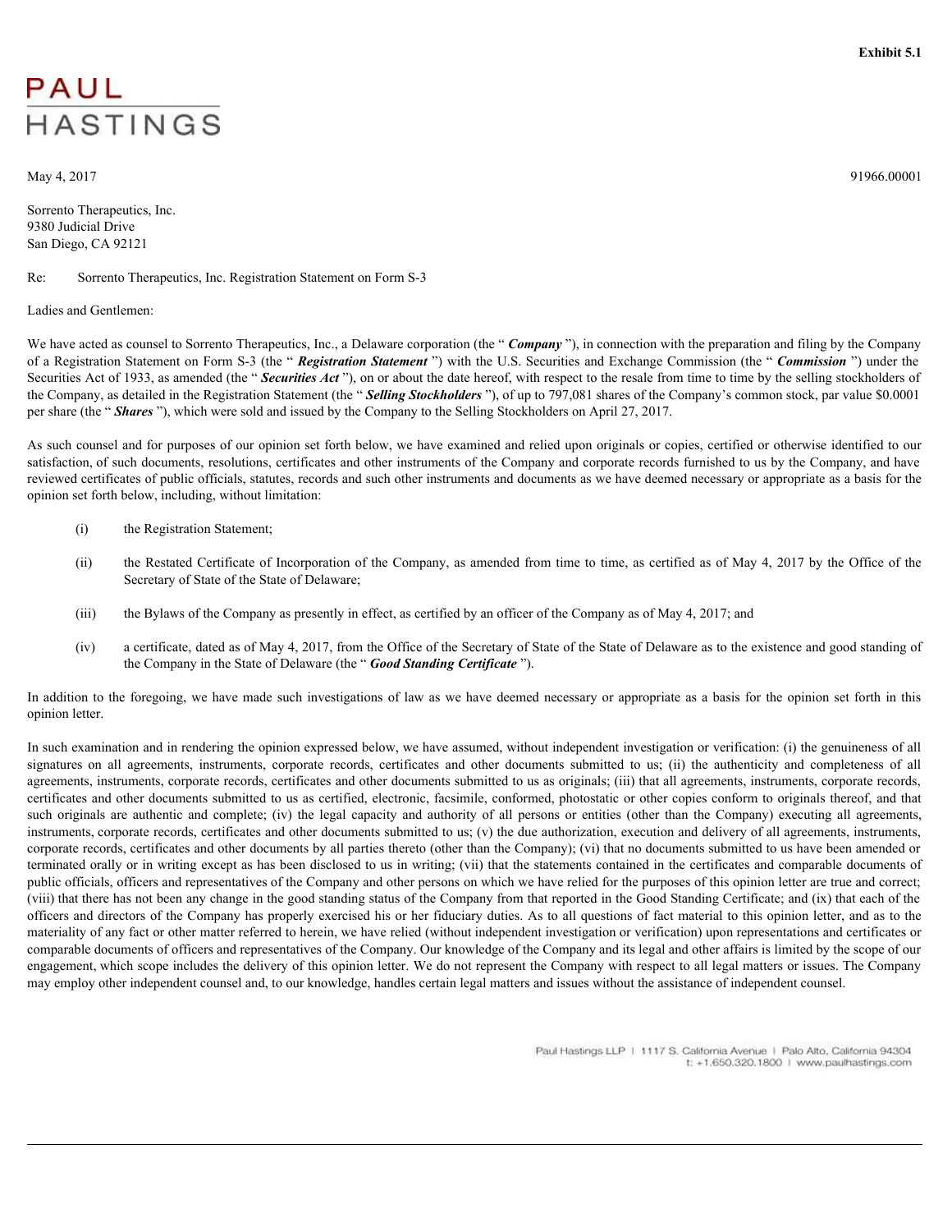**Exhibit 5.1**

PAUL HASTINGS

May 4, 2017 91966.00001

Sorrento Therapeutics, Inc.
9380 Judicial Drive
San Diego, CA 92121

Re: Sorrento Therapeutics, Inc. Registration Statement on Form S-3

Ladies and Gentlemen:

We have acted as counsel to Sorrento Therapeutics, Inc., a Delaware corporation (the " ***Company*** "), in connection with the preparation and filing by the Company of a Registration Statement on Form S-3 (the " ***Registration Statement*** ") with the U.S. Securities and Exchange Commission (the " ***Commission*** ") under the Securities Act of 1933, as amended (the " ***Securities Act*** "), on or about the date hereof, with respect to the resale from time to time by the selling stockholders of the Company, as detailed in the Registration Statement (the " ***Selling Stockholders*** "), of up to 797,081 shares of the Company's common stock, par value $0.0001 per share (the " ***Shares*** "), which were sold and issued by the Company to the Selling Stockholders on April 27, 2017.

As such counsel and for purposes of our opinion set forth below, we have examined and relied upon originals or copies, certified or otherwise identified to our satisfaction, of such documents, resolutions, certificates and other instruments of the Company and corporate records furnished to us by the Company, and have reviewed certificates of public officials, statutes, records and such other instruments and documents as we have deemed necessary or appropriate as a basis for the opinion set forth below, including, without limitation:

(i) the Registration Statement;

(ii) the Restated Certificate of Incorporation of the Company, as amended from time to time, as certified as of May 4, 2017 by the Office of the Secretary of State of the State of Delaware;

(iii) the Bylaws of the Company as presently in effect, as certified by an officer of the Company as of May 4, 2017; and

(iv) a certificate, dated as of May 4, 2017, from the Office of the Secretary of State of the State of Delaware as to the existence and good standing of the Company in the State of Delaware (the " ***Good Standing Certificate*** ").

In addition to the foregoing, we have made such investigations of law as we have deemed necessary or appropriate as a basis for the opinion set forth in this opinion letter.

In such examination and in rendering the opinion expressed below, we have assumed, without independent investigation or verification: (i) the genuineness of all signatures on all agreements, instruments, corporate records, certificates and other documents submitted to us; (ii) the authenticity and completeness of all agreements, instruments, corporate records, certificates and other documents submitted to us as originals; (iii) that all agreements, instruments, corporate records, certificates and other documents submitted to us as certified, electronic, facsimile, conformed, photostatic or other copies conform to originals thereof, and that such originals are authentic and complete; (iv) the legal capacity and authority of all persons or entities (other than the Company) executing all agreements, instruments, corporate records, certificates and other documents submitted to us; (v) the due authorization, execution and delivery of all agreements, instruments, corporate records, certificates and other documents by all parties thereto (other than the Company); (vi) that no documents submitted to us have been amended or terminated orally or in writing except as has been disclosed to us in writing; (vii) that the statements contained in the certificates and comparable documents of public officials, officers and representatives of the Company and other persons on which we have relied for the purposes of this opinion letter are true and correct; (viii) that there has not been any change in the good standing status of the Company from that reported in the Good Standing Certificate; and (ix) that each of the officers and directors of the Company has properly exercised his or her fiduciary duties. As to all questions of fact material to this opinion letter, and as to the materiality of any fact or other matter referred to herein, we have relied (without independent investigation or verification) upon representations and certificates or comparable documents of officers and representatives of the Company. Our knowledge of the Company and its legal and other affairs is limited by the scope of our engagement, which scope includes the delivery of this opinion letter. We do not represent the Company with respect to all legal matters or issues. The Company may employ other independent counsel and, to our knowledge, handles certain legal matters and issues without the assistance of independent counsel.

Paul Hastings LLP | 1117 S. California Avenue | Palo Alto, California 94304
t: +1.650.320.1800 | www.paulhastings.com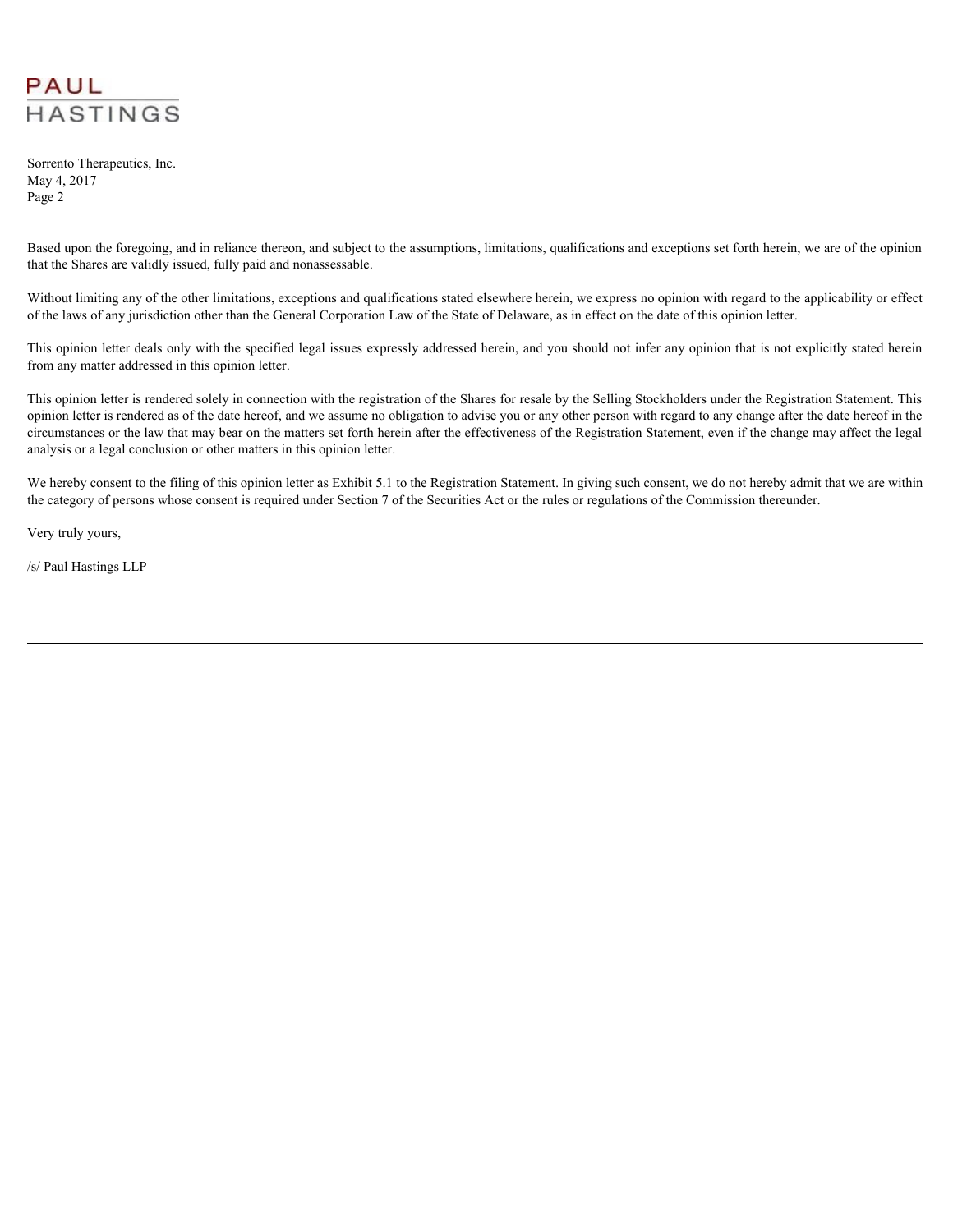Based upon the foregoing, and in reliance thereon, and subject to the assumptions, limitations, qualifications and exceptions set forth herein, we are of the opinion that the Shares are validly issued, fully paid and nonassessable.

Without limiting any of the other limitations, exceptions and qualifications stated elsewhere herein, we express no opinion with regard to the applicability or effect of the laws of any jurisdiction other than the General Corporation Law of the State of Delaware, as in effect on the date of this opinion letter.

This opinion letter deals only with the specified legal issues expressly addressed herein, and you should not infer any opinion that is not explicitly stated herein from any matter addressed in this opinion letter.

This opinion letter is rendered solely in connection with the registration of the Shares for resale by the Selling Stockholders under the Registration Statement. This opinion letter is rendered as of the date hereof, and we assume no obligation to advise you or any other person with regard to any change after the date hereof in the circumstances or the law that may bear on the matters set forth herein after the effectiveness of the Registration Statement, even if the change may affect the legal analysis or a legal conclusion or other matters in this opinion letter.

We hereby consent to the filing of this opinion letter as Exhibit 5.1 to the Registration Statement. In giving such consent, we do not hereby admit that we are within the category of persons whose consent is required under Section 7 of the Securities Act or the rules or regulations of the Commission thereunder.

Very truly yours,

/s/ Paul Hastings LLP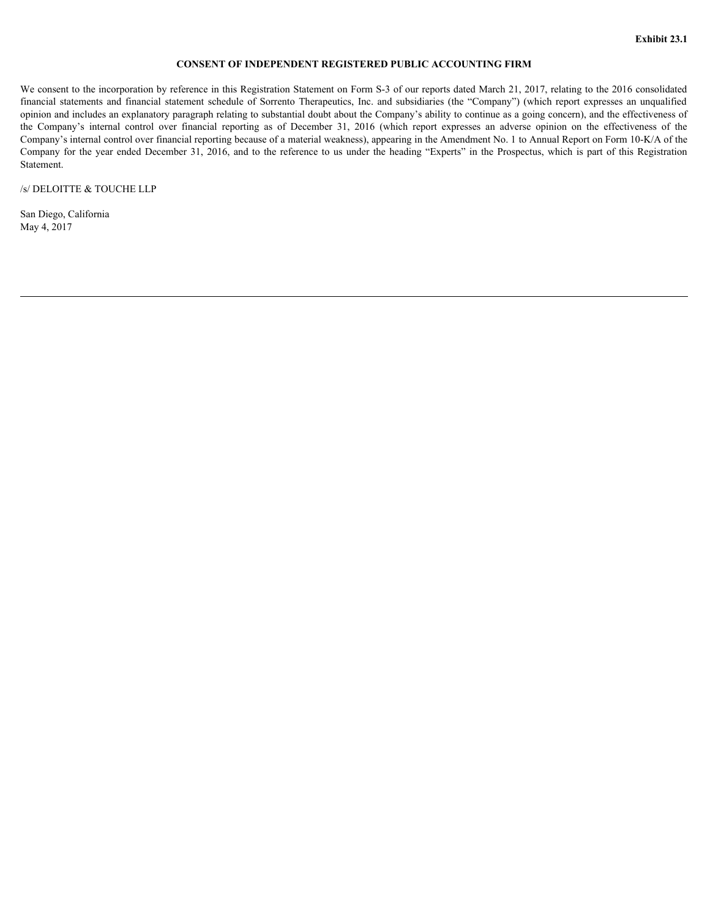**Exhibit 23.1**

## CONSENT OF INDEPENDENT REGISTERED PUBLIC ACCOUNTING FIRM

We consent to the incorporation by reference in this Registration Statement on Form S-3 of our reports dated March 21, 2017, relating to the 2016 consolidated financial statements and financial statement schedule of Sorrento Therapeutics, Inc. and subsidiaries (the "Company") (which report expresses an unqualified opinion and includes an explanatory paragraph relating to substantial doubt about the Company's ability to continue as a going concern), and the effectiveness of the Company's internal control over financial reporting as of December 31, 2016 (which report expresses an adverse opinion on the effectiveness of the Company's internal control over financial reporting because of a material weakness), appearing in the Amendment No. 1 to Annual Report on Form 10-K/A of the Company for the year ended December 31, 2016, and to the reference to us under the heading "Experts" in the Prospectus, which is part of this Registration Statement.

/s/ DELOITTE & TOUCHE LLP

San Diego, California
May 4, 2017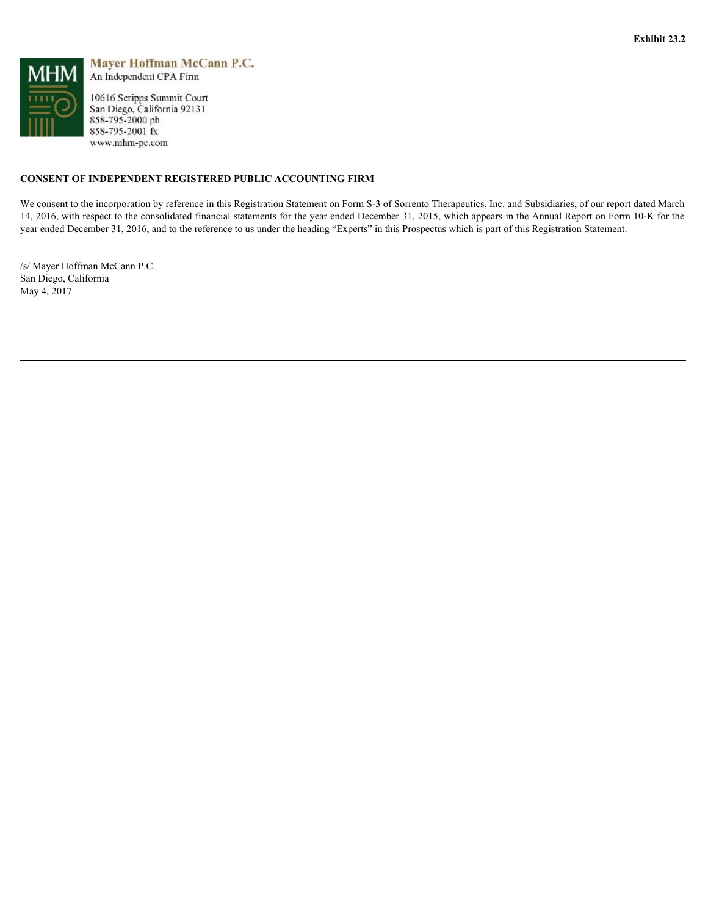**Exhibit 23.2**

**Mayer Hoffman McCann P.C.**
An Independent CPA Firm

10616 Scripps Summit Court
San Diego, California 92131
858-795-2000 ph
858-795-2001 fx
www.mhm-pc.com

**CONSENT OF INDEPENDENT REGISTERED PUBLIC ACCOUNTING FIRM**

We consent to the incorporation by reference in this Registration Statement on Form S-3 of Sorrento Therapeutics, Inc. and Subsidiaries, of our report dated March 14, 2016, with respect to the consolidated financial statements for the year ended December 31, 2015, which appears in the Annual Report on Form 10-K for the year ended December 31, 2016, and to the reference to us under the heading "Experts" in this Prospectus which is part of this Registration Statement.

/s/ Mayer Hoffman McCann P.C.
San Diego, California
May 4, 2017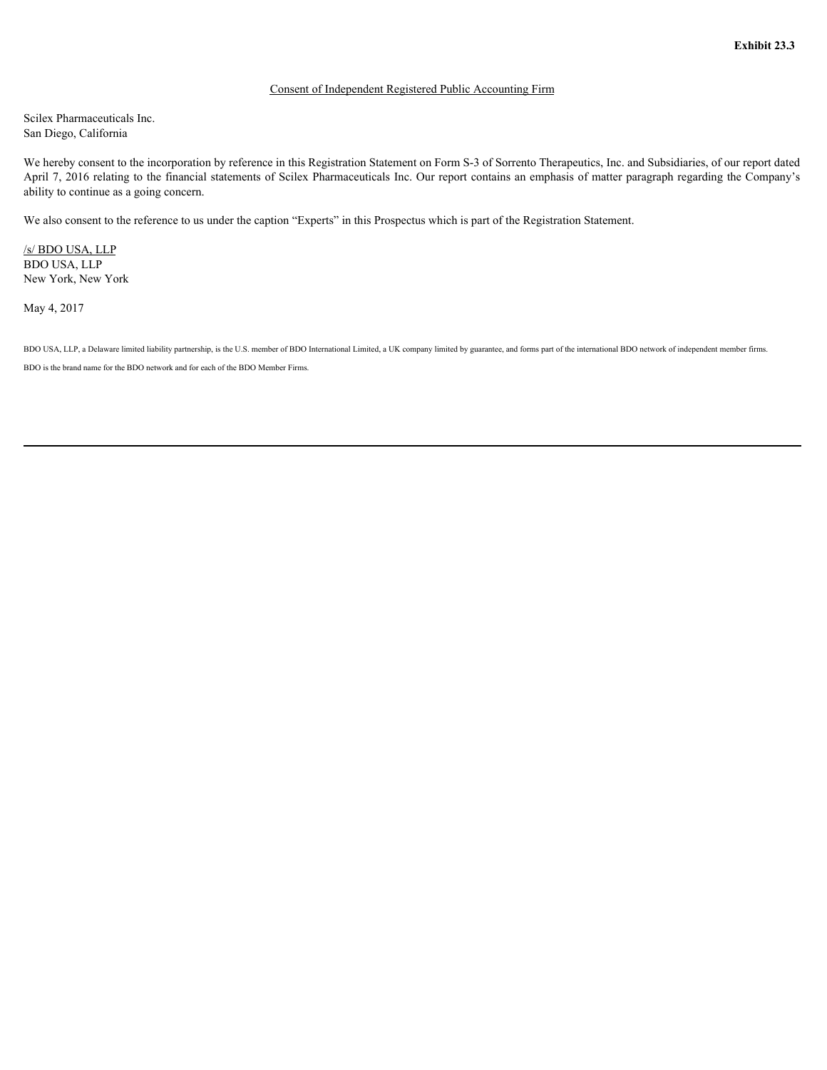**Exhibit 23.3**

Consent of Independent Registered Public Accounting Firm

Scilex Pharmaceuticals Inc.
San Diego, California

We hereby consent to the incorporation by reference in this Registration Statement on Form S-3 of Sorrento Therapeutics, Inc. and Subsidiaries, of our report dated April 7, 2016 relating to the financial statements of Scilex Pharmaceuticals Inc. Our report contains an emphasis of matter paragraph regarding the Company's ability to continue as a going concern.

We also consent to the reference to us under the caption "Experts" in this Prospectus which is part of the Registration Statement.

/s/ BDO USA, LLP
BDO USA, LLP
New York, New York

May 4, 2017

BDO USA, LLP, a Delaware limited liability partnership, is the U.S. member of BDO International Limited, a UK company limited by guarantee, and forms part of the international BDO network of independent member firms.

BDO is the brand name for the BDO network and for each of the BDO Member Firms.